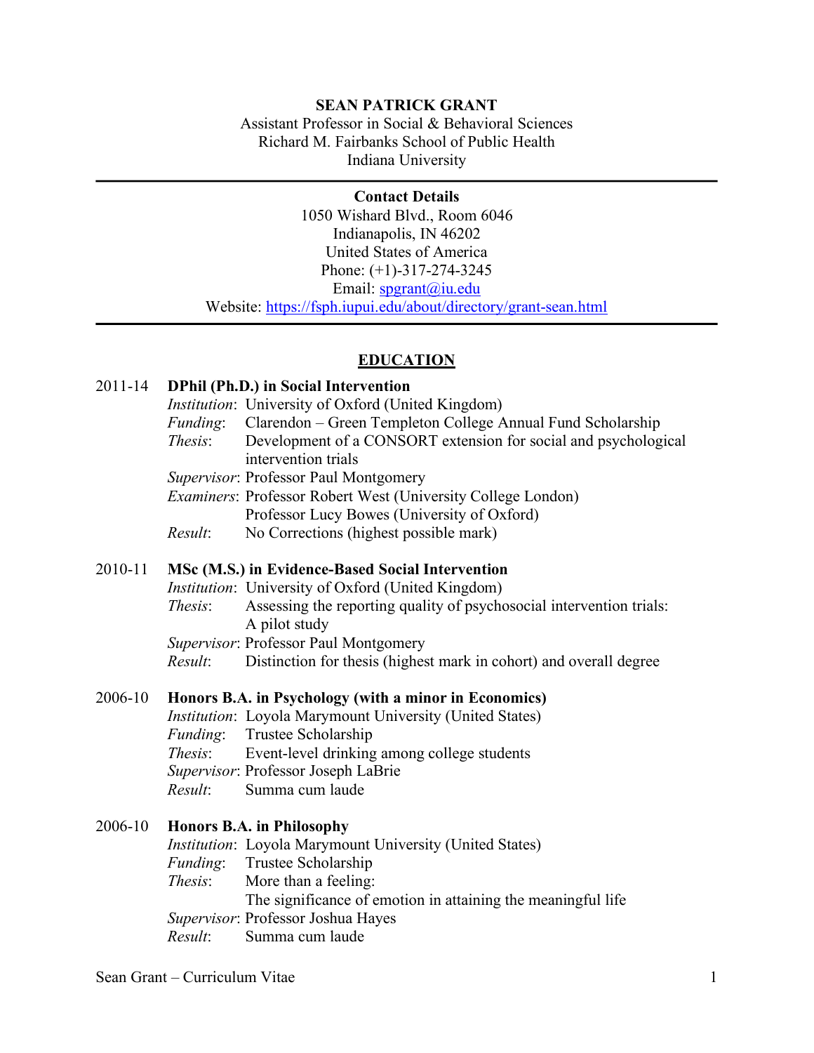# SEAN PATRICK GRANT

Assistant Professor in Social & Behavioral Sciences
Richard M. Fairbanks School of Public Health
Indiana University

---

**Contact Details**

1050 Wishard Blvd., Room 6046
Indianapolis, IN 46202
United States of America
Phone: (+1)-317-274-3245
Email: [spgrant@iu.edu](mailto:spgrant@iu.edu)
Website: [https://fsph.iupui.edu/about/directory/grant-sean.html](https://fsph.iupui.edu/about/directory/grant-sean.html)

---

## EDUCATION

**2011-14 DPhil (Ph.D.) in Social Intervention**

*Institution*: University of Oxford (United Kingdom)
*Funding*: Clarendon – Green Templeton College Annual Fund Scholarship
*Thesis*: Development of a CONSORT extension for social and psychological intervention trials
*Supervisor*: Professor Paul Montgomery
*Examiners*: Professor Robert West (University College London)
Professor Lucy Bowes (University of Oxford)
*Result*: No Corrections (highest possible mark)

**2010-11 MSc (M.S.) in Evidence-Based Social Intervention**

*Institution*: University of Oxford (United Kingdom)
*Thesis*: Assessing the reporting quality of psychosocial intervention trials: A pilot study
*Supervisor*: Professor Paul Montgomery
*Result*: Distinction for thesis (highest mark in cohort) and overall degree

**2006-10 Honors B.A. in Psychology (with a minor in Economics)**

*Institution*: Loyola Marymount University (United States)
*Funding*: Trustee Scholarship
*Thesis*: Event-level drinking among college students
*Supervisor*: Professor Joseph LaBrie
*Result*: Summa cum laude

**2006-10 Honors B.A. in Philosophy**

*Institution*: Loyola Marymount University (United States)
*Funding*: Trustee Scholarship
*Thesis*: More than a feeling: The significance of emotion in attaining the meaningful life
*Supervisor*: Professor Joshua Hayes
*Result*: Summa cum laude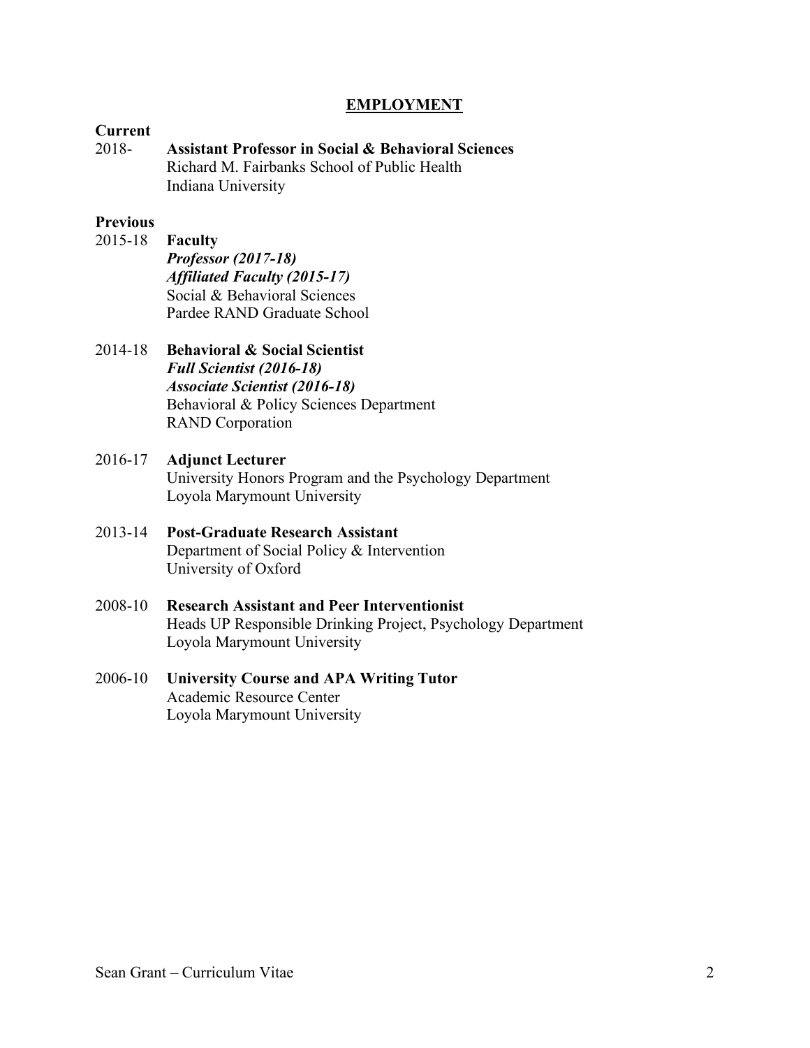## EMPLOYMENT

### Current

2018- **Assistant Professor in Social & Behavioral Sciences**
Richard M. Fairbanks School of Public Health
Indiana University

### Previous

2015-18 **Faculty**
***Professor (2017-18)***
***Affiliated Faculty (2015-17)***
Social & Behavioral Sciences
Pardee RAND Graduate School

2014-18 **Behavioral & Social Scientist**
***Full Scientist (2016-18)***
***Associate Scientist (2016-18)***
Behavioral & Policy Sciences Department
RAND Corporation

2016-17 **Adjunct Lecturer**
University Honors Program and the Psychology Department
Loyola Marymount University

2013-14 **Post-Graduate Research Assistant**
Department of Social Policy & Intervention
University of Oxford

2008-10 **Research Assistant and Peer Interventionist**
Heads UP Responsible Drinking Project, Psychology Department
Loyola Marymount University

2006-10 **University Course and APA Writing Tutor**
Academic Resource Center
Loyola Marymount University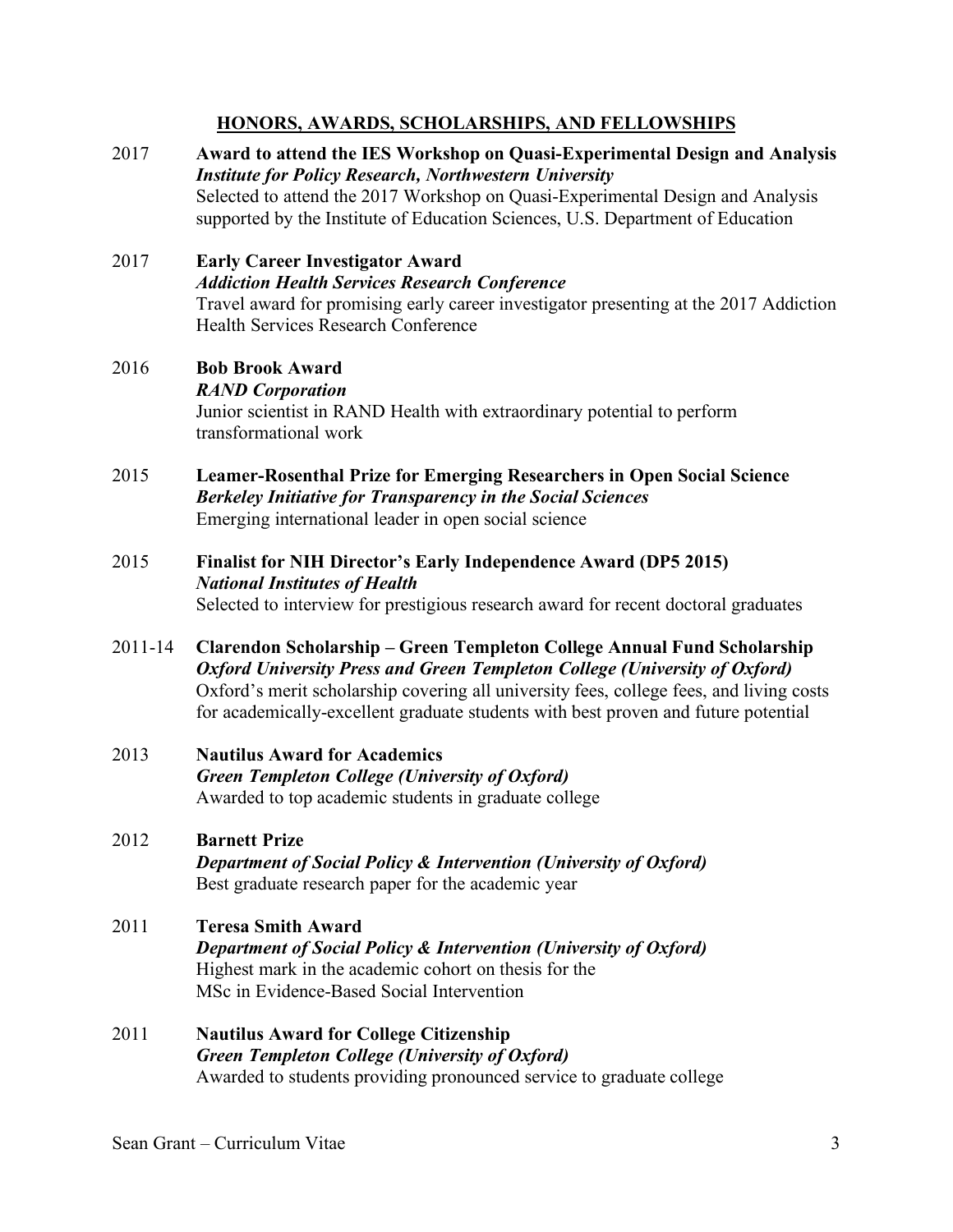## HONORS, AWARDS, SCHOLARSHIPS, AND FELLOWSHIPS

2017 **Award to attend the IES Workshop on Quasi-Experimental Design and Analysis**
***Institute for Policy Research, Northwestern University***
Selected to attend the 2017 Workshop on Quasi-Experimental Design and Analysis supported by the Institute of Education Sciences, U.S. Department of Education

2017 **Early Career Investigator Award**
***Addiction Health Services Research Conference***
Travel award for promising early career investigator presenting at the 2017 Addiction Health Services Research Conference

2016 **Bob Brook Award**
***RAND Corporation***
Junior scientist in RAND Health with extraordinary potential to perform transformational work

2015 **Leamer-Rosenthal Prize for Emerging Researchers in Open Social Science**
***Berkeley Initiative for Transparency in the Social Sciences***
Emerging international leader in open social science

2015 **Finalist for NIH Director's Early Independence Award (DP5 2015)**
***National Institutes of Health***
Selected to interview for prestigious research award for recent doctoral graduates

2011-14 **Clarendon Scholarship – Green Templeton College Annual Fund Scholarship**
***Oxford University Press and Green Templeton College (University of Oxford)***
Oxford's merit scholarship covering all university fees, college fees, and living costs for academically-excellent graduate students with best proven and future potential

2013 **Nautilus Award for Academics**
***Green Templeton College (University of Oxford)***
Awarded to top academic students in graduate college

2012 **Barnett Prize**
***Department of Social Policy & Intervention (University of Oxford)***
Best graduate research paper for the academic year

2011 **Teresa Smith Award**
***Department of Social Policy & Intervention (University of Oxford)***
Highest mark in the academic cohort on thesis for the MSc in Evidence-Based Social Intervention

2011 **Nautilus Award for College Citizenship**
***Green Templeton College (University of Oxford)***
Awarded to students providing pronounced service to graduate college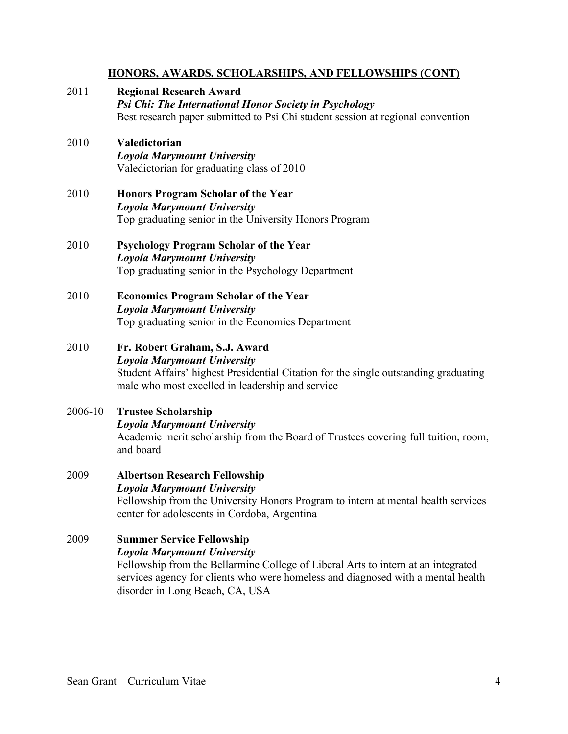## HONORS, AWARDS, SCHOLARSHIPS, AND FELLOWSHIPS (CONT)

2011 **Regional Research Award**
***Psi Chi: The International Honor Society in Psychology***
Best research paper submitted to Psi Chi student session at regional convention

2010 **Valedictorian**
***Loyola Marymount University***
Valedictorian for graduating class of 2010

2010 **Honors Program Scholar of the Year**
***Loyola Marymount University***
Top graduating senior in the University Honors Program

2010 **Psychology Program Scholar of the Year**
***Loyola Marymount University***
Top graduating senior in the Psychology Department

2010 **Economics Program Scholar of the Year**
***Loyola Marymount University***
Top graduating senior in the Economics Department

2010 **Fr. Robert Graham, S.J. Award**
***Loyola Marymount University***
Student Affairs' highest Presidential Citation for the single outstanding graduating male who most excelled in leadership and service

2006-10 **Trustee Scholarship**
***Loyola Marymount University***
Academic merit scholarship from the Board of Trustees covering full tuition, room, and board

2009 **Albertson Research Fellowship**
***Loyola Marymount University***
Fellowship from the University Honors Program to intern at mental health services center for adolescents in Cordoba, Argentina

2009 **Summer Service Fellowship**
***Loyola Marymount University***
Fellowship from the Bellarmine College of Liberal Arts to intern at an integrated services agency for clients who were homeless and diagnosed with a mental health disorder in Long Beach, CA, USA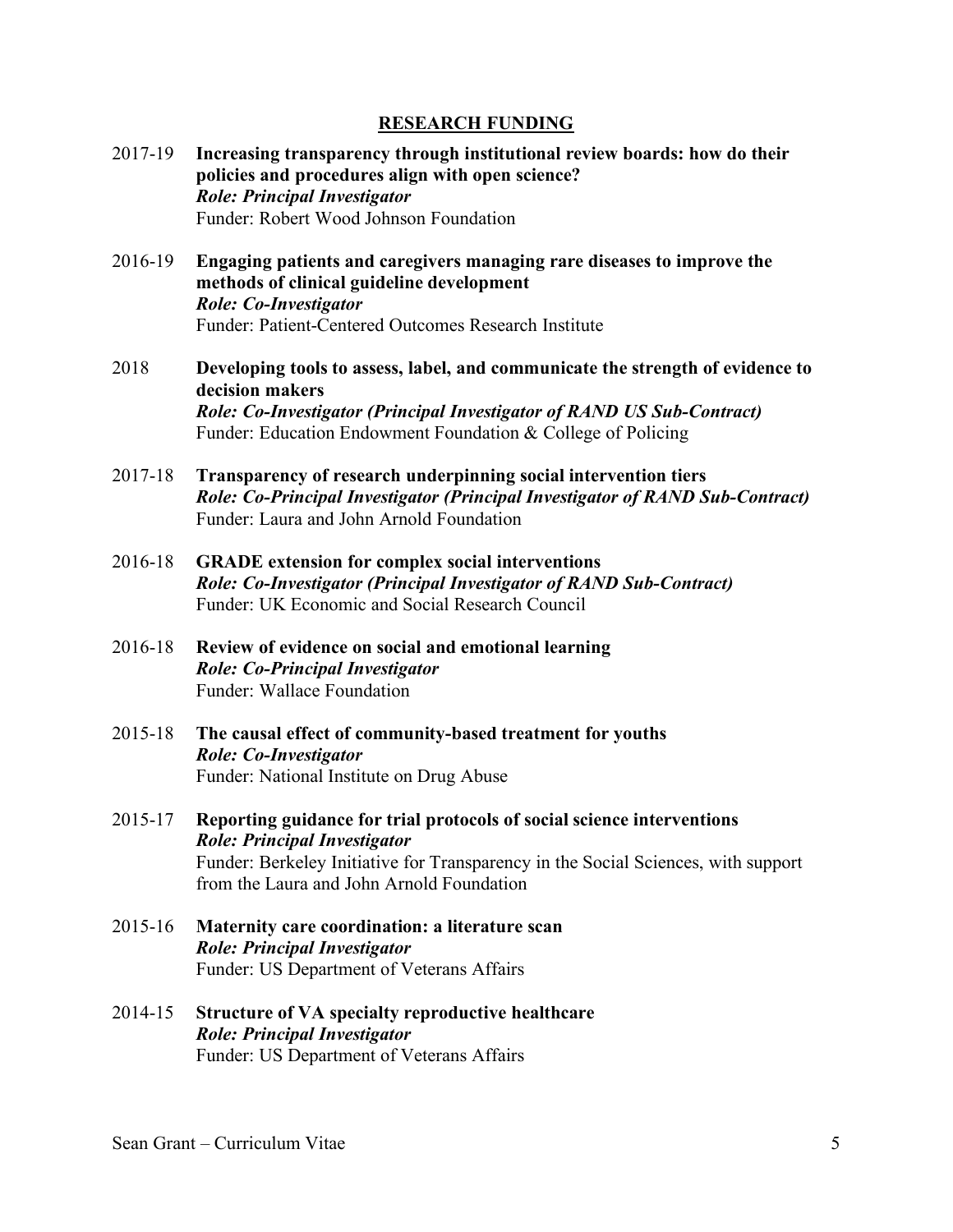## RESEARCH FUNDING

2017-19 **Increasing transparency through institutional review boards: how do their policies and procedures align with open science?**
***Role: Principal Investigator***
Funder: Robert Wood Johnson Foundation

2016-19 **Engaging patients and caregivers managing rare diseases to improve the methods of clinical guideline development**
***Role: Co-Investigator***
Funder: Patient-Centered Outcomes Research Institute

2018 **Developing tools to assess, label, and communicate the strength of evidence to decision makers**
***Role: Co-Investigator (Principal Investigator of RAND US Sub-Contract)***
Funder: Education Endowment Foundation & College of Policing

2017-18 **Transparency of research underpinning social intervention tiers**
***Role: Co-Principal Investigator (Principal Investigator of RAND Sub-Contract)***
Funder: Laura and John Arnold Foundation

2016-18 **GRADE extension for complex social interventions**
***Role: Co-Investigator (Principal Investigator of RAND Sub-Contract)***
Funder: UK Economic and Social Research Council

2016-18 **Review of evidence on social and emotional learning**
***Role: Co-Principal Investigator***
Funder: Wallace Foundation

2015-18 **The causal effect of community-based treatment for youths**
***Role: Co-Investigator***
Funder: National Institute on Drug Abuse

2015-17 **Reporting guidance for trial protocols of social science interventions**
***Role: Principal Investigator***
Funder: Berkeley Initiative for Transparency in the Social Sciences, with support from the Laura and John Arnold Foundation

2015-16 **Maternity care coordination: a literature scan**
***Role: Principal Investigator***
Funder: US Department of Veterans Affairs

2014-15 **Structure of VA specialty reproductive healthcare**
***Role: Principal Investigator***
Funder: US Department of Veterans Affairs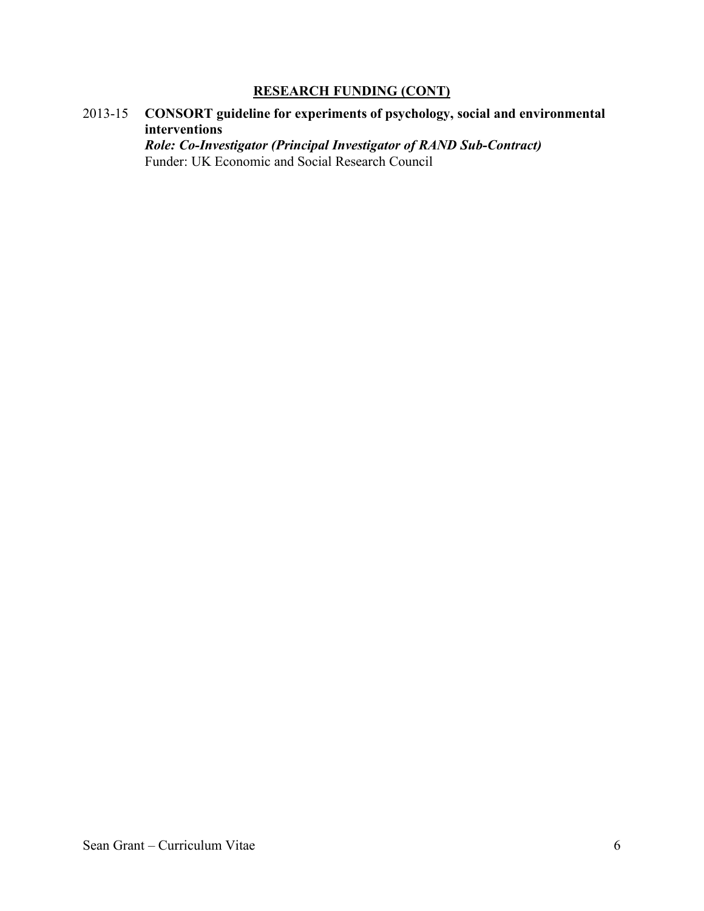## RESEARCH FUNDING (CONT)

2013-15 **CONSORT guideline for experiments of psychology, social and environmental interventions**
***Role: Co-Investigator (Principal Investigator of RAND Sub-Contract)***
Funder: UK Economic and Social Research Council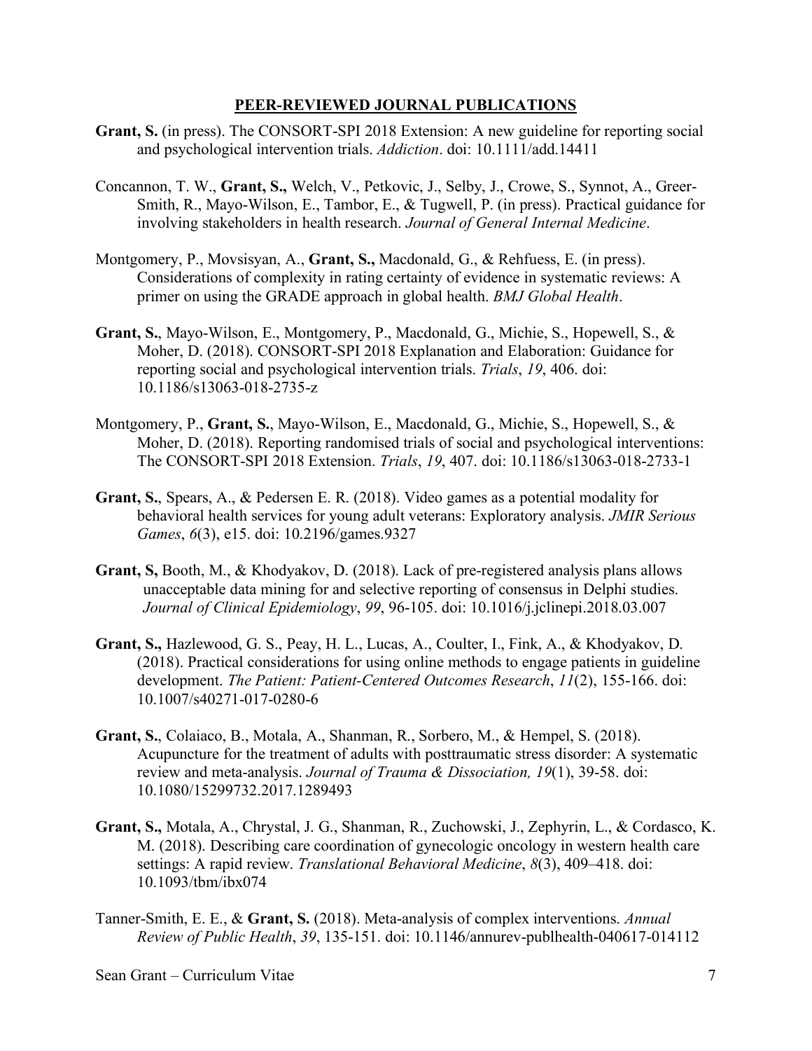## PEER-REVIEWED JOURNAL PUBLICATIONS

**Grant, S.** (in press). The CONSORT-SPI 2018 Extension: A new guideline for reporting social and psychological intervention trials. *Addiction*. doi: 10.1111/add.14411

Concannon, T. W., **Grant, S.,** Welch, V., Petkovic, J., Selby, J., Crowe, S., Synnot, A., Greer-Smith, R., Mayo-Wilson, E., Tambor, E., & Tugwell, P. (in press). Practical guidance for involving stakeholders in health research. *Journal of General Internal Medicine*.

Montgomery, P., Movsisyan, A., **Grant, S.,** Macdonald, G., & Rehfuess, E. (in press). Considerations of complexity in rating certainty of evidence in systematic reviews: A primer on using the GRADE approach in global health. *BMJ Global Health*.

**Grant, S.**, Mayo-Wilson, E., Montgomery, P., Macdonald, G., Michie, S., Hopewell, S., & Moher, D. (2018). CONSORT-SPI 2018 Explanation and Elaboration: Guidance for reporting social and psychological intervention trials. *Trials*, *19*, 406. doi: 10.1186/s13063-018-2735-z

Montgomery, P., **Grant, S.**, Mayo-Wilson, E., Macdonald, G., Michie, S., Hopewell, S., & Moher, D. (2018). Reporting randomised trials of social and psychological interventions: The CONSORT-SPI 2018 Extension. *Trials*, *19*, 407. doi: 10.1186/s13063-018-2733-1

**Grant, S.**, Spears, A., & Pedersen E. R. (2018). Video games as a potential modality for behavioral health services for young adult veterans: Exploratory analysis. *JMIR Serious Games*, *6*(3), e15. doi: 10.2196/games.9327

**Grant, S,** Booth, M., & Khodyakov, D. (2018). Lack of pre-registered analysis plans allows unacceptable data mining for and selective reporting of consensus in Delphi studies. *Journal of Clinical Epidemiology*, *99*, 96-105. doi: 10.1016/j.jclinepi.2018.03.007

**Grant, S.,** Hazlewood, G. S., Peay, H. L., Lucas, A., Coulter, I., Fink, A., & Khodyakov, D. (2018). Practical considerations for using online methods to engage patients in guideline development. *The Patient: Patient-Centered Outcomes Research*, *11*(2), 155-166. doi: 10.1007/s40271-017-0280-6

**Grant, S.**, Colaiaco, B., Motala, A., Shanman, R., Sorbero, M., & Hempel, S. (2018). Acupuncture for the treatment of adults with posttraumatic stress disorder: A systematic review and meta-analysis. *Journal of Trauma & Dissociation, 19*(1), 39-58. doi: 10.1080/15299732.2017.1289493

**Grant, S.,** Motala, A., Chrystal, J. G., Shanman, R., Zuchowski, J., Zephyrin, L., & Cordasco, K. M. (2018). Describing care coordination of gynecologic oncology in western health care settings: A rapid review. *Translational Behavioral Medicine*, *8*(3), 409–418. doi: 10.1093/tbm/ibx074

Tanner-Smith, E. E., & **Grant, S.** (2018). Meta-analysis of complex interventions. *Annual Review of Public Health*, *39*, 135-151. doi: 10.1146/annurev-publhealth-040617-014112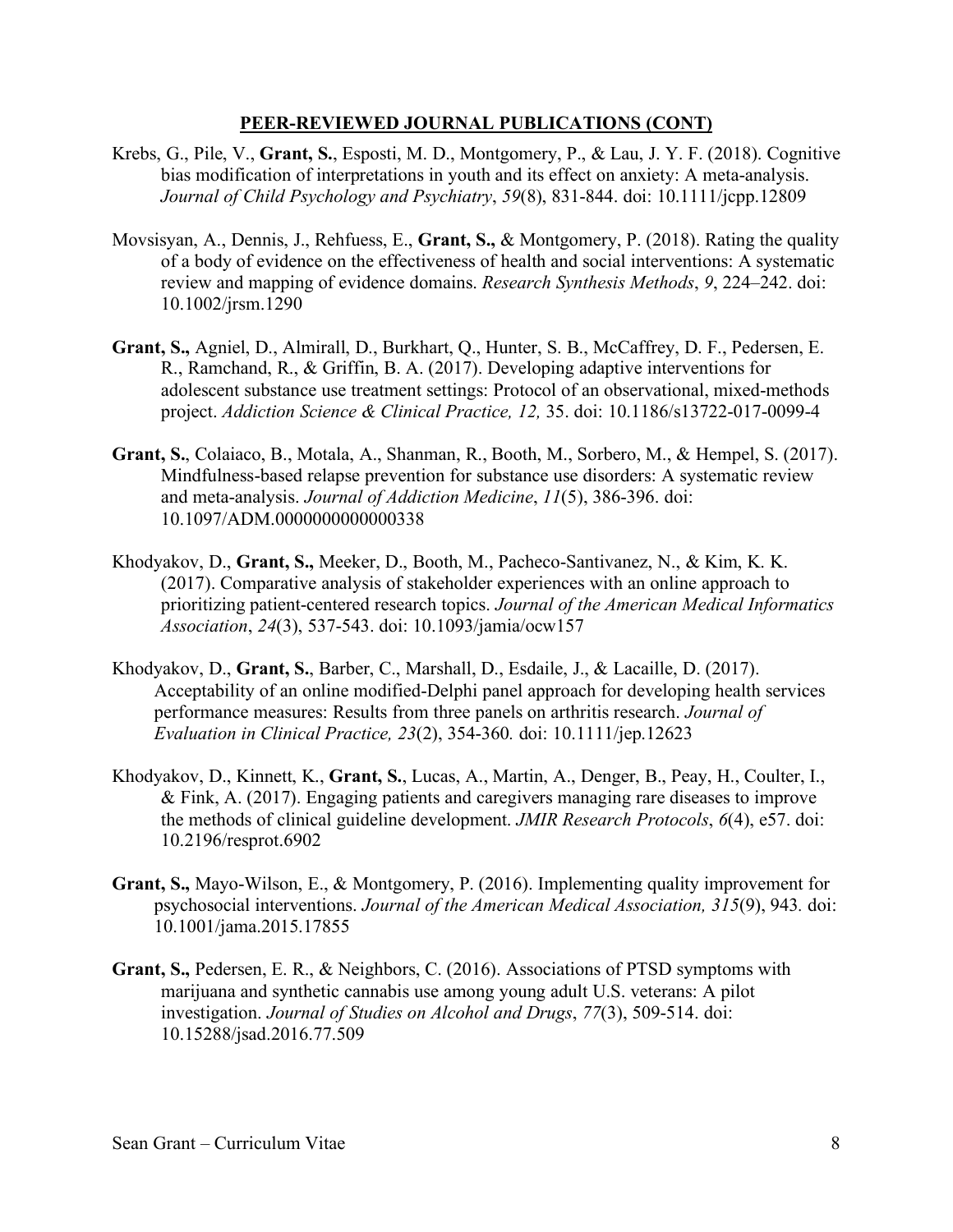## PEER-REVIEWED JOURNAL PUBLICATIONS (CONT)

Krebs, G., Pile, V., **Grant, S.**, Esposti, M. D., Montgomery, P., & Lau, J. Y. F. (2018). Cognitive bias modification of interpretations in youth and its effect on anxiety: A meta-analysis. *Journal of Child Psychology and Psychiatry*, *59*(8), 831-844. doi: 10.1111/jcpp.12809

Movsisyan, A., Dennis, J., Rehfuess, E., **Grant, S.,** & Montgomery, P. (2018). Rating the quality of a body of evidence on the effectiveness of health and social interventions: A systematic review and mapping of evidence domains. *Research Synthesis Methods*, *9*, 224–242. doi: 10.1002/jrsm.1290

**Grant, S.,** Agniel, D., Almirall, D., Burkhart, Q., Hunter, S. B., McCaffrey, D. F., Pedersen, E. R., Ramchand, R., & Griffin, B. A. (2017). Developing adaptive interventions for adolescent substance use treatment settings: Protocol of an observational, mixed-methods project. *Addiction Science & Clinical Practice, 12,* 35. doi: 10.1186/s13722-017-0099-4

**Grant, S.**, Colaiaco, B., Motala, A., Shanman, R., Booth, M., Sorbero, M., & Hempel, S. (2017). Mindfulness-based relapse prevention for substance use disorders: A systematic review and meta-analysis. *Journal of Addiction Medicine*, *11*(5), 386-396. doi: 10.1097/ADM.0000000000000338

Khodyakov, D., **Grant, S.,** Meeker, D., Booth, M., Pacheco-Santivanez, N., & Kim, K. K. (2017). Comparative analysis of stakeholder experiences with an online approach to prioritizing patient-centered research topics. *Journal of the American Medical Informatics Association*, *24*(3), 537-543. doi: 10.1093/jamia/ocw157

Khodyakov, D., **Grant, S.**, Barber, C., Marshall, D., Esdaile, J., & Lacaille, D. (2017). Acceptability of an online modified-Delphi panel approach for developing health services performance measures: Results from three panels on arthritis research. *Journal of Evaluation in Clinical Practice, 23*(2), 354-360*.* doi: 10.1111/jep.12623

Khodyakov, D., Kinnett, K., **Grant, S.**, Lucas, A., Martin, A., Denger, B., Peay, H., Coulter, I., & Fink, A. (2017). Engaging patients and caregivers managing rare diseases to improve the methods of clinical guideline development. *JMIR Research Protocols*, *6*(4), e57. doi: 10.2196/resprot.6902

**Grant, S.,** Mayo-Wilson, E., & Montgomery, P. (2016). Implementing quality improvement for psychosocial interventions. *Journal of the American Medical Association, 315*(9), 943*.* doi: 10.1001/jama.2015.17855

**Grant, S.,** Pedersen, E. R., & Neighbors, C. (2016). Associations of PTSD symptoms with marijuana and synthetic cannabis use among young adult U.S. veterans: A pilot investigation. *Journal of Studies on Alcohol and Drugs*, *77*(3), 509-514. doi: 10.15288/jsad.2016.77.509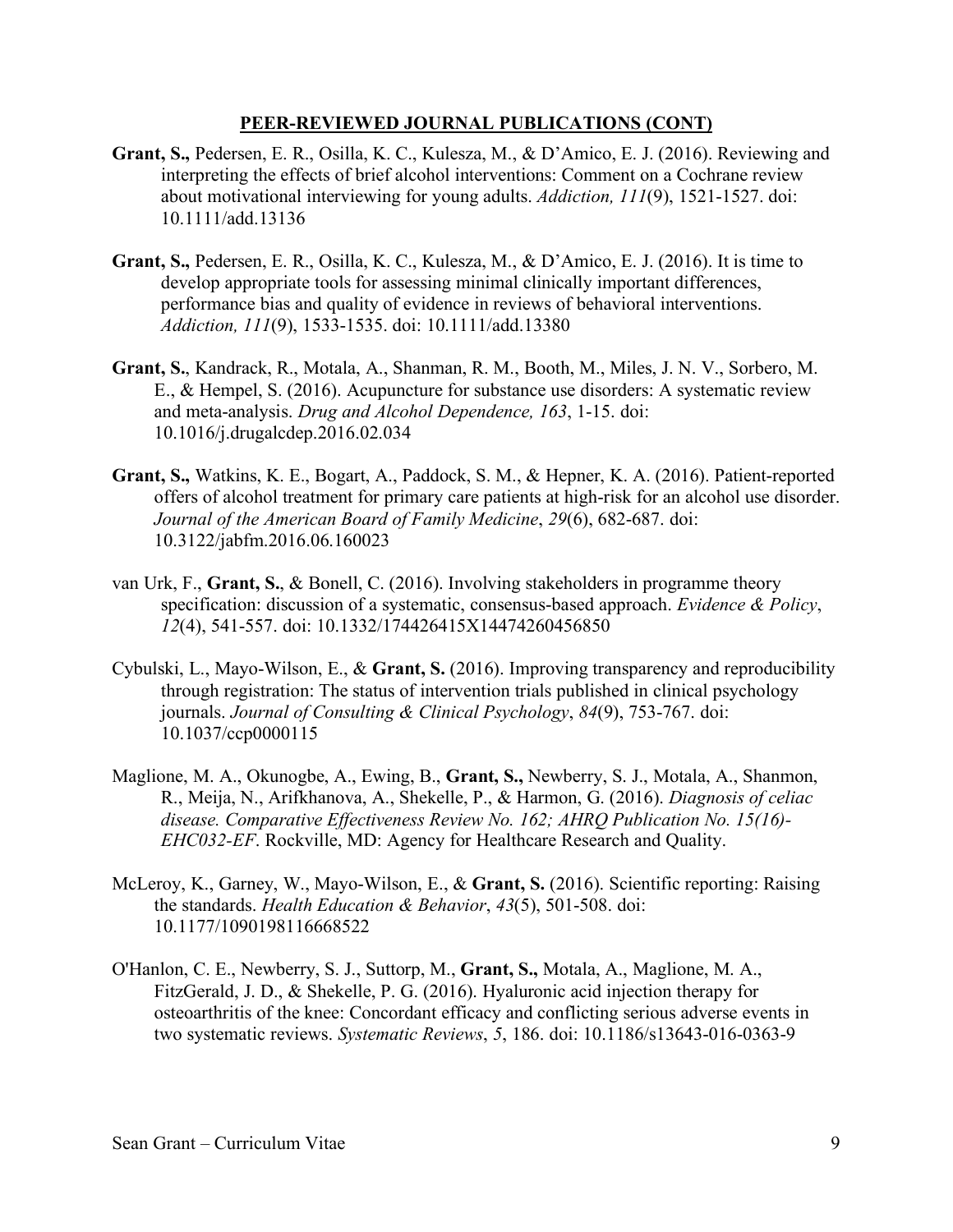## PEER-REVIEWED JOURNAL PUBLICATIONS (CONT)

**Grant, S.,** Pedersen, E. R., Osilla, K. C., Kulesza, M., & D'Amico, E. J. (2016). Reviewing and interpreting the effects of brief alcohol interventions: Comment on a Cochrane review about motivational interviewing for young adults. *Addiction, 111*(9), 1521-1527. doi: 10.1111/add.13136

**Grant, S.,** Pedersen, E. R., Osilla, K. C., Kulesza, M., & D'Amico, E. J. (2016). It is time to develop appropriate tools for assessing minimal clinically important differences, performance bias and quality of evidence in reviews of behavioral interventions. *Addiction, 111*(9), 1533-1535. doi: 10.1111/add.13380

**Grant, S.**, Kandrack, R., Motala, A., Shanman, R. M., Booth, M., Miles, J. N. V., Sorbero, M. E., & Hempel, S. (2016). Acupuncture for substance use disorders: A systematic review and meta-analysis. *Drug and Alcohol Dependence, 163*, 1-15. doi: 10.1016/j.drugalcdep.2016.02.034

**Grant, S.,** Watkins, K. E., Bogart, A., Paddock, S. M., & Hepner, K. A. (2016). Patient-reported offers of alcohol treatment for primary care patients at high-risk for an alcohol use disorder. *Journal of the American Board of Family Medicine*, *29*(6), 682-687. doi: 10.3122/jabfm.2016.06.160023

van Urk, F., **Grant, S.**, & Bonell, C. (2016). Involving stakeholders in programme theory specification: discussion of a systematic, consensus-based approach. *Evidence & Policy*, *12*(4), 541-557. doi: 10.1332/174426415X14474260456850

Cybulski, L., Mayo-Wilson, E., & **Grant, S.** (2016). Improving transparency and reproducibility through registration: The status of intervention trials published in clinical psychology journals. *Journal of Consulting & Clinical Psychology*, *84*(9), 753-767. doi: 10.1037/ccp0000115

Maglione, M. A., Okunogbe, A., Ewing, B., **Grant, S.,** Newberry, S. J., Motala, A., Shanmon, R., Meija, N., Arifkhanova, A., Shekelle, P., & Harmon, G. (2016). *Diagnosis of celiac disease. Comparative Effectiveness Review No. 162; AHRQ Publication No. 15(16)-EHC032-EF*. Rockville, MD: Agency for Healthcare Research and Quality.

McLeroy, K., Garney, W., Mayo-Wilson, E., & **Grant, S.** (2016). Scientific reporting: Raising the standards. *Health Education & Behavior*, *43*(5), 501-508. doi: 10.1177/1090198116668522

O'Hanlon, C. E., Newberry, S. J., Suttorp, M., **Grant, S.,** Motala, A., Maglione, M. A., FitzGerald, J. D., & Shekelle, P. G. (2016). Hyaluronic acid injection therapy for osteoarthritis of the knee: Concordant efficacy and conflicting serious adverse events in two systematic reviews. *Systematic Reviews*, *5*, 186. doi: 10.1186/s13643-016-0363-9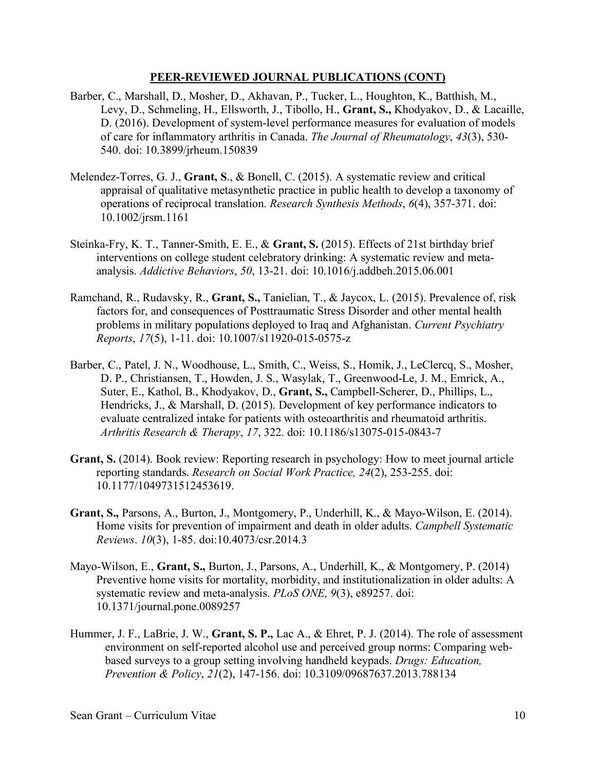## PEER-REVIEWED JOURNAL PUBLICATIONS (CONT)

Barber, C., Marshall, D., Mosher, D., Akhavan, P., Tucker, L., Houghton, K., Batthish, M., Levy, D., Schmeling, H., Ellsworth, J., Tibollo, H., **Grant, S.,** Khodyakov, D., & Lacaille, D. (2016). Development of system-level performance measures for evaluation of models of care for inflammatory arthritis in Canada. *The Journal of Rheumatology*, *43*(3), 530-540. doi: 10.3899/jrheum.150839

Melendez-Torres, G. J., **Grant, S**., & Bonell, C. (2015). A systematic review and critical appraisal of qualitative metasynthetic practice in public health to develop a taxonomy of operations of reciprocal translation. *Research Synthesis Methods*, *6*(4), 357-371. doi: 10.1002/jrsm.1161

Steinka-Fry, K. T., Tanner-Smith, E. E., & **Grant, S.** (2015). Effects of 21st birthday brief interventions on college student celebratory drinking: A systematic review and meta-analysis. *Addictive Behaviors*, *50*, 13-21. doi: 10.1016/j.addbeh.2015.06.001

Ramchand, R., Rudavsky, R., **Grant, S.,** Tanielian, T., & Jaycox, L. (2015). Prevalence of, risk factors for, and consequences of Posttraumatic Stress Disorder and other mental health problems in military populations deployed to Iraq and Afghanistan. *Current Psychiatry Reports*, *17*(5), 1-11. doi: 10.1007/s11920-015-0575-z

Barber, C., Patel, J. N., Woodhouse, L., Smith, C., Weiss, S., Homik, J., LeClercq, S., Mosher, D. P., Christiansen, T., Howden, J. S., Wasylak, T., Greenwood-Le, J. M., Emrick, A., Suter, E., Kathol, B., Khodyakov, D., **Grant, S.,** Campbell-Scherer, D., Phillips, L., Hendricks, J., & Marshall, D. (2015). Development of key performance indicators to evaluate centralized intake for patients with osteoarthritis and rheumatoid arthritis. *Arthritis Research & Therapy*, *17*, 322. doi: 10.1186/s13075-015-0843-7

**Grant, S.** (2014). Book review: Reporting research in psychology: How to meet journal article reporting standards. *Research on Social Work Practice, 24*(2), 253-255. doi: 10.1177/1049731512453619.

**Grant, S.,** Parsons, A., Burton, J., Montgomery, P., Underhill, K., & Mayo-Wilson, E. (2014). Home visits for prevention of impairment and death in older adults. *Campbell Systematic Reviews*. *10*(3), 1-85. doi:10.4073/csr.2014.3

Mayo-Wilson, E., **Grant, S.,** Burton, J., Parsons, A., Underhill, K., & Montgomery, P. (2014) Preventive home visits for mortality, morbidity, and institutionalization in older adults: A systematic review and meta-analysis. *PLoS ONE, 9*(3), e89257. doi: 10.1371/journal.pone.0089257

Hummer, J. F., LaBrie, J. W., **Grant, S. P.,** Lac A., & Ehret, P. J. (2014). The role of assessment environment on self-reported alcohol use and perceived group norms: Comparing web-based surveys to a group setting involving handheld keypads. *Drugs: Education, Prevention & Policy*, *21*(2), 147-156. doi: 10.3109/09687637.2013.788134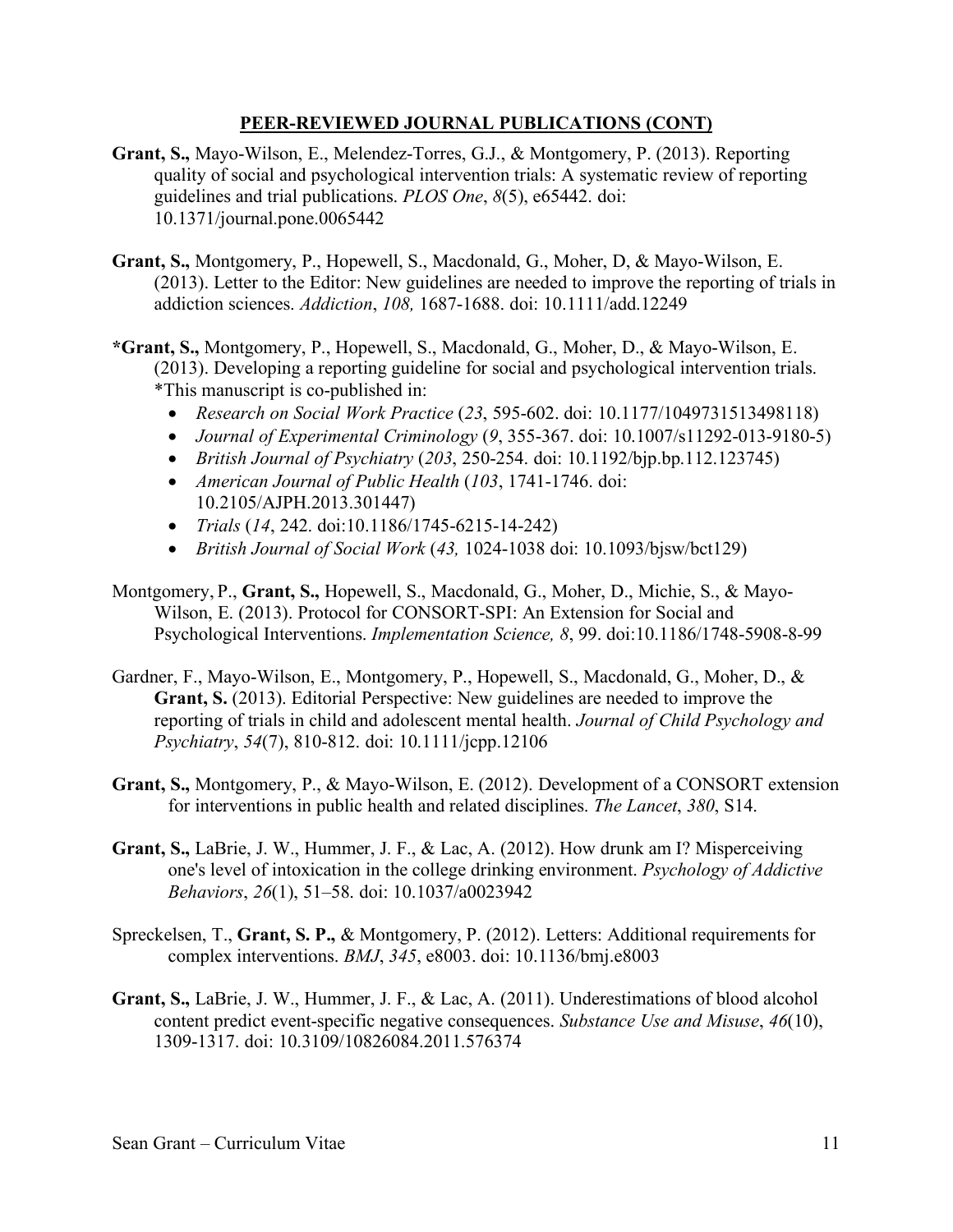## PEER-REVIEWED JOURNAL PUBLICATIONS (CONT)

**Grant, S.,** Mayo-Wilson, E., Melendez-Torres, G.J., & Montgomery, P. (2013). Reporting quality of social and psychological intervention trials: A systematic review of reporting guidelines and trial publications. *PLOS One*, *8*(5), e65442. doi: 10.1371/journal.pone.0065442

**Grant, S.,** Montgomery, P., Hopewell, S., Macdonald, G., Moher, D, & Mayo-Wilson, E. (2013). Letter to the Editor: New guidelines are needed to improve the reporting of trials in addiction sciences. *Addiction*, *108,* 1687-1688. doi: 10.1111/add.12249

**\*Grant, S.,** Montgomery, P., Hopewell, S., Macdonald, G., Moher, D., & Mayo-Wilson, E. (2013). Developing a reporting guideline for social and psychological intervention trials. *This manuscript is co-published in:

- *Research on Social Work Practice* (*23*, 595-602. doi: 10.1177/1049731513498118)
- *Journal of Experimental Criminology* (*9*, 355-367. doi: 10.1007/s11292-013-9180-5)
- *British Journal of Psychiatry* (*203*, 250-254. doi: 10.1192/bjp.bp.112.123745)
- *American Journal of Public Health* (*103*, 1741-1746. doi: 10.2105/AJPH.2013.301447)
- *Trials* (*14*, 242. doi:10.1186/1745-6215-14-242)
- *British Journal of Social Work* (*43,* 1024-1038 doi: 10.1093/bjsw/bct129)

Montgomery, P., **Grant, S.,** Hopewell, S., Macdonald, G., Moher, D., Michie, S., & Mayo-Wilson, E. (2013). Protocol for CONSORT-SPI: An Extension for Social and Psychological Interventions. *Implementation Science, 8*, 99. doi:10.1186/1748-5908-8-99

Gardner, F., Mayo-Wilson, E., Montgomery, P., Hopewell, S., Macdonald, G., Moher, D., & **Grant, S.** (2013). Editorial Perspective: New guidelines are needed to improve the reporting of trials in child and adolescent mental health. *Journal of Child Psychology and Psychiatry*, *54*(7), 810-812. doi: 10.1111/jcpp.12106

**Grant, S.,** Montgomery, P., & Mayo-Wilson, E. (2012). Development of a CONSORT extension for interventions in public health and related disciplines. *The Lancet*, *380*, S14.

**Grant, S.,** LaBrie, J. W., Hummer, J. F., & Lac, A. (2012). How drunk am I? Misperceiving one's level of intoxication in the college drinking environment. *Psychology of Addictive Behaviors*, *26*(1), 51–58. doi: 10.1037/a0023942

Spreckelsen, T., **Grant, S. P.,** & Montgomery, P. (2012). Letters: Additional requirements for complex interventions. *BMJ*, *345*, e8003. doi: 10.1136/bmj.e8003

**Grant, S.,** LaBrie, J. W., Hummer, J. F., & Lac, A. (2011). Underestimations of blood alcohol content predict event-specific negative consequences. *Substance Use and Misuse*, *46*(10), 1309-1317. doi: 10.3109/10826084.2011.576374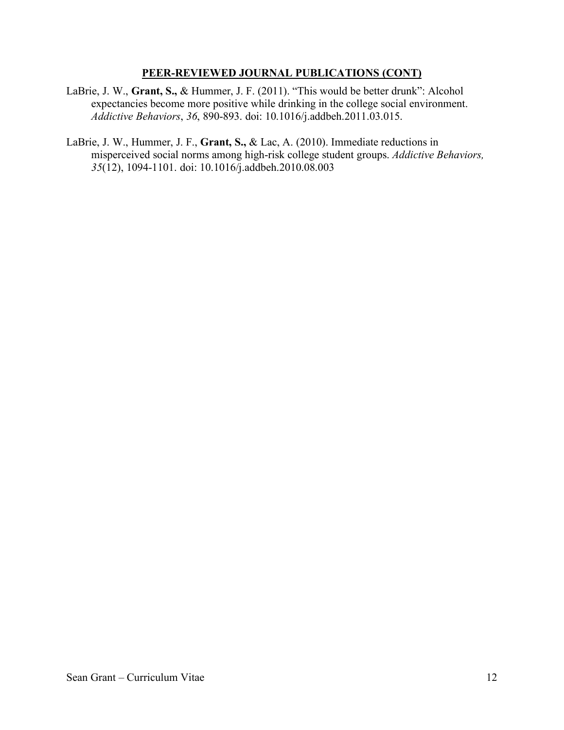## **PEER-REVIEWED JOURNAL PUBLICATIONS (CONT)**

LaBrie, J. W., **Grant, S.,** & Hummer, J. F. (2011). "This would be better drunk": Alcohol expectancies become more positive while drinking in the college social environment. *Addictive Behaviors*, *36*, 890-893. doi: 10.1016/j.addbeh.2011.03.015.

LaBrie, J. W., Hummer, J. F., **Grant, S.,** & Lac, A. (2010). Immediate reductions in misperceived social norms among high-risk college student groups. *Addictive Behaviors, 35*(12), 1094-1101. doi: 10.1016/j.addbeh.2010.08.003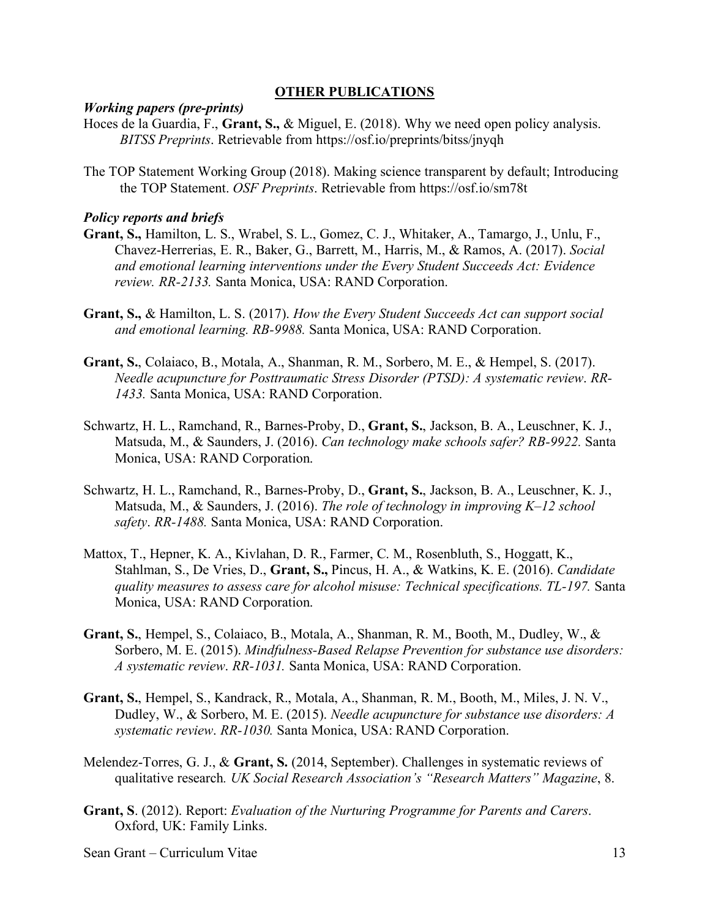## OTHER PUBLICATIONS

### *Working papers (pre-prints)*

Hoces de la Guardia, F., **Grant, S.,** & Miguel, E. (2018). Why we need open policy analysis. *BITSS Preprints*. Retrievable from https://osf.io/preprints/bitss/jnyqh

The TOP Statement Working Group (2018). Making science transparent by default; Introducing the TOP Statement. *OSF Preprints*. Retrievable from https://osf.io/sm78t

### *Policy reports and briefs*

**Grant, S.,** Hamilton, L. S., Wrabel, S. L., Gomez, C. J., Whitaker, A., Tamargo, J., Unlu, F., Chavez-Herrerias, E. R., Baker, G., Barrett, M., Harris, M., & Ramos, A. (2017). *Social and emotional learning interventions under the Every Student Succeeds Act: Evidence review. RR-2133.* Santa Monica, USA: RAND Corporation.

**Grant, S.,** & Hamilton, L. S. (2017). *How the Every Student Succeeds Act can support social and emotional learning. RB-9988.* Santa Monica, USA: RAND Corporation.

**Grant, S.**, Colaiaco, B., Motala, A., Shanman, R. M., Sorbero, M. E., & Hempel, S. (2017). *Needle acupuncture for Posttraumatic Stress Disorder (PTSD): A systematic review*. *RR-1433.* Santa Monica, USA: RAND Corporation.

Schwartz, H. L., Ramchand, R., Barnes-Proby, D., **Grant, S.**, Jackson, B. A., Leuschner, K. J., Matsuda, M., & Saunders, J. (2016). *Can technology make schools safer? RB-9922.* Santa Monica, USA: RAND Corporation.

Schwartz, H. L., Ramchand, R., Barnes-Proby, D., **Grant, S.**, Jackson, B. A., Leuschner, K. J., Matsuda, M., & Saunders, J. (2016). *The role of technology in improving K–12 school safety*. *RR-1488.* Santa Monica, USA: RAND Corporation.

Mattox, T., Hepner, K. A., Kivlahan, D. R., Farmer, C. M., Rosenbluth, S., Hoggatt, K., Stahlman, S., De Vries, D., **Grant, S.,** Pincus, H. A., & Watkins, K. E. (2016). *Candidate quality measures to assess care for alcohol misuse: Technical specifications. TL-197.* Santa Monica, USA: RAND Corporation.

**Grant, S.**, Hempel, S., Colaiaco, B., Motala, A., Shanman, R. M., Booth, M., Dudley, W., & Sorbero, M. E. (2015). *Mindfulness-Based Relapse Prevention for substance use disorders: A systematic review*. *RR-1031.* Santa Monica, USA: RAND Corporation.

**Grant, S.**, Hempel, S., Kandrack, R., Motala, A., Shanman, R. M., Booth, M., Miles, J. N. V., Dudley, W., & Sorbero, M. E. (2015). *Needle acupuncture for substance use disorders: A systematic review*. *RR-1030.* Santa Monica, USA: RAND Corporation.

Melendez-Torres, G. J., & **Grant, S.** (2014, September). Challenges in systematic reviews of qualitative research*. UK Social Research Association's "Research Matters" Magazine*, 8.

**Grant, S**. (2012). Report: *Evaluation of the Nurturing Programme for Parents and Carers*. Oxford, UK: Family Links.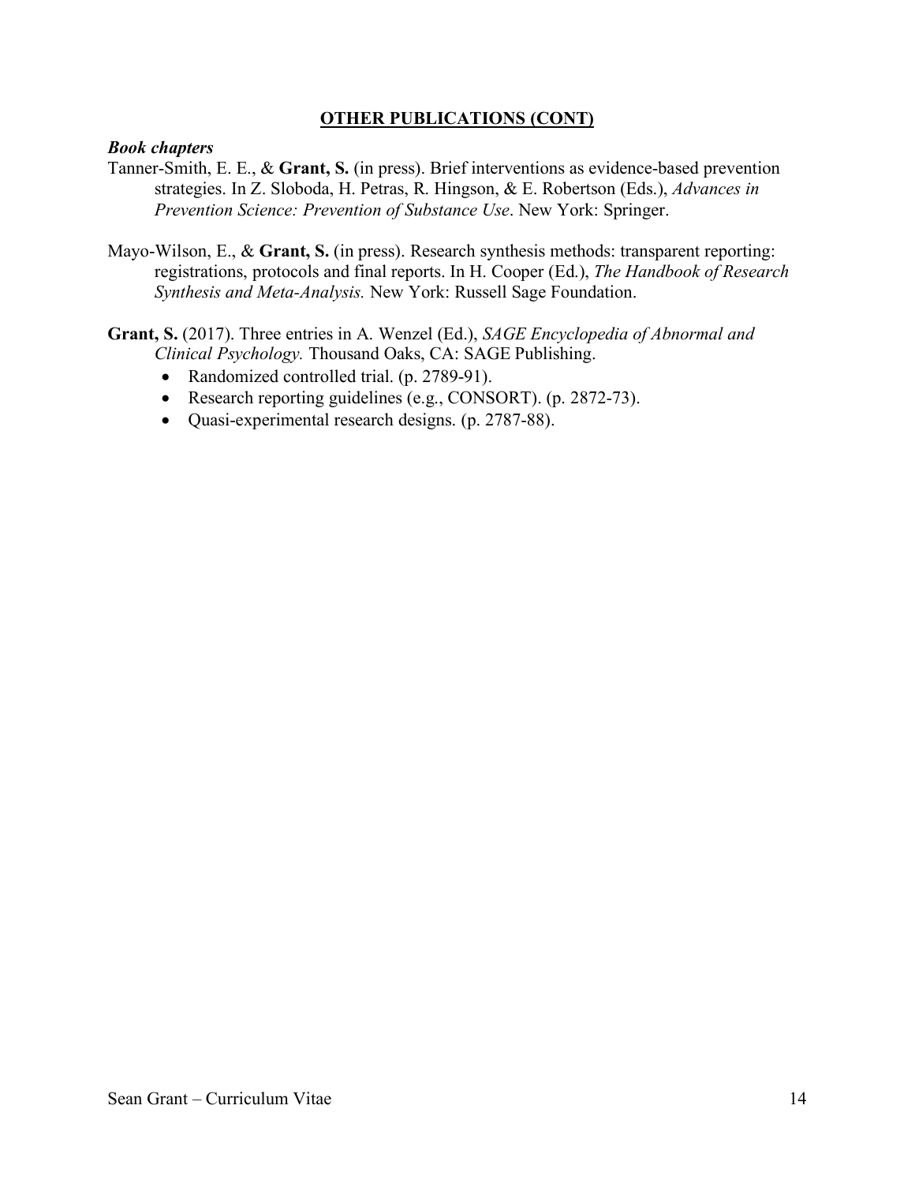## OTHER PUBLICATIONS (CONT)

### *Book chapters*

Tanner-Smith, E. E., & **Grant, S.** (in press). Brief interventions as evidence-based prevention strategies. In Z. Sloboda, H. Petras, R. Hingson, & E. Robertson (Eds.), *Advances in Prevention Science: Prevention of Substance Use*. New York: Springer.

Mayo-Wilson, E., & **Grant, S.** (in press). Research synthesis methods: transparent reporting: registrations, protocols and final reports. In H. Cooper (Ed.), *The Handbook of Research Synthesis and Meta-Analysis.* New York: Russell Sage Foundation.

**Grant, S.** (2017). Three entries in A. Wenzel (Ed.), *SAGE Encyclopedia of Abnormal and Clinical Psychology.* Thousand Oaks, CA: SAGE Publishing.

- Randomized controlled trial. (p. 2789-91).
- Research reporting guidelines (e.g., CONSORT). (p. 2872-73).
- Quasi-experimental research designs. (p. 2787-88).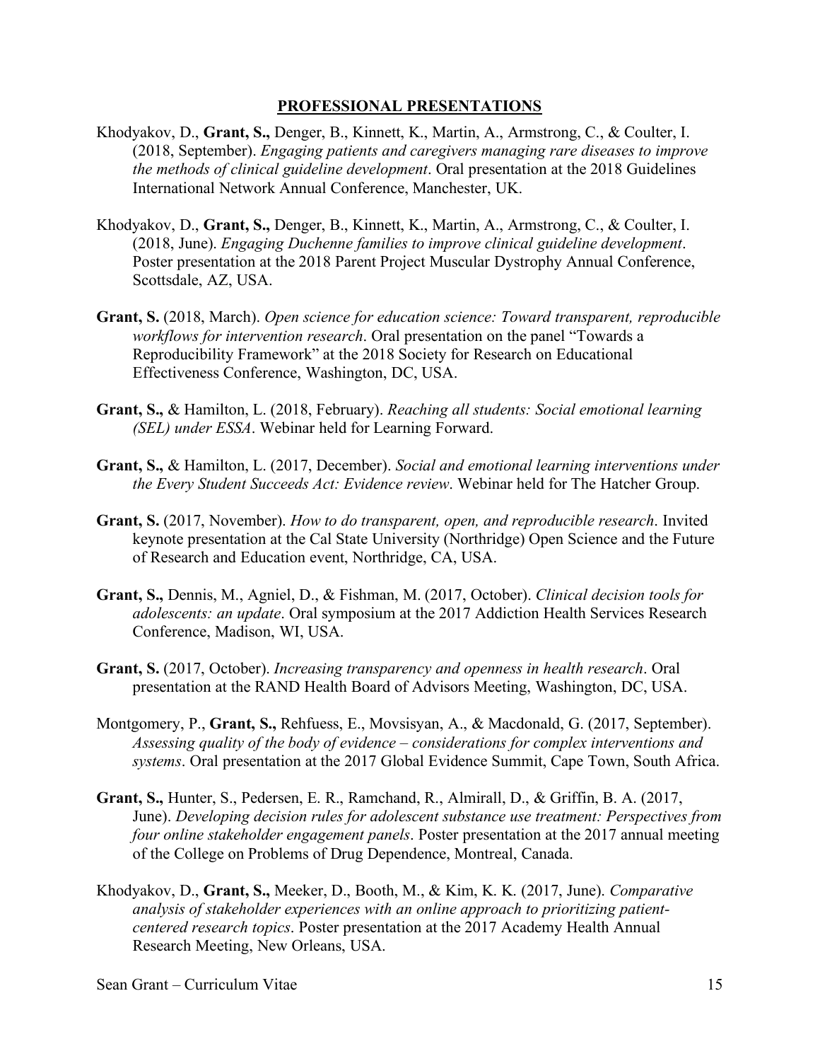## PROFESSIONAL PRESENTATIONS

Khodyakov, D., **Grant, S.,** Denger, B., Kinnett, K., Martin, A., Armstrong, C., & Coulter, I. (2018, September). *Engaging patients and caregivers managing rare diseases to improve the methods of clinical guideline development*. Oral presentation at the 2018 Guidelines International Network Annual Conference, Manchester, UK.

Khodyakov, D., **Grant, S.,** Denger, B., Kinnett, K., Martin, A., Armstrong, C., & Coulter, I. (2018, June). *Engaging Duchenne families to improve clinical guideline development*. Poster presentation at the 2018 Parent Project Muscular Dystrophy Annual Conference, Scottsdale, AZ, USA.

**Grant, S.** (2018, March). *Open science for education science: Toward transparent, reproducible workflows for intervention research*. Oral presentation on the panel "Towards a Reproducibility Framework" at the 2018 Society for Research on Educational Effectiveness Conference, Washington, DC, USA.

**Grant, S.,** & Hamilton, L. (2018, February). *Reaching all students: Social emotional learning (SEL) under ESSA*. Webinar held for Learning Forward.

**Grant, S.,** & Hamilton, L. (2017, December). *Social and emotional learning interventions under the Every Student Succeeds Act: Evidence review*. Webinar held for The Hatcher Group.

**Grant, S.** (2017, November). *How to do transparent, open, and reproducible research*. Invited keynote presentation at the Cal State University (Northridge) Open Science and the Future of Research and Education event, Northridge, CA, USA.

**Grant, S.,** Dennis, M., Agniel, D., & Fishman, M. (2017, October). *Clinical decision tools for adolescents: an update*. Oral symposium at the 2017 Addiction Health Services Research Conference, Madison, WI, USA.

**Grant, S.** (2017, October). *Increasing transparency and openness in health research*. Oral presentation at the RAND Health Board of Advisors Meeting, Washington, DC, USA.

Montgomery, P., **Grant, S.,** Rehfuess, E., Movsisyan, A., & Macdonald, G. (2017, September). *Assessing quality of the body of evidence – considerations for complex interventions and systems*. Oral presentation at the 2017 Global Evidence Summit, Cape Town, South Africa.

**Grant, S.,** Hunter, S., Pedersen, E. R., Ramchand, R., Almirall, D., & Griffin, B. A. (2017, June). *Developing decision rules for adolescent substance use treatment: Perspectives from four online stakeholder engagement panels*. Poster presentation at the 2017 annual meeting of the College on Problems of Drug Dependence, Montreal, Canada.

Khodyakov, D., **Grant, S.,** Meeker, D., Booth, M., & Kim, K. K. (2017, June). *Comparative analysis of stakeholder experiences with an online approach to prioritizing patient-centered research topics*. Poster presentation at the 2017 Academy Health Annual Research Meeting, New Orleans, USA.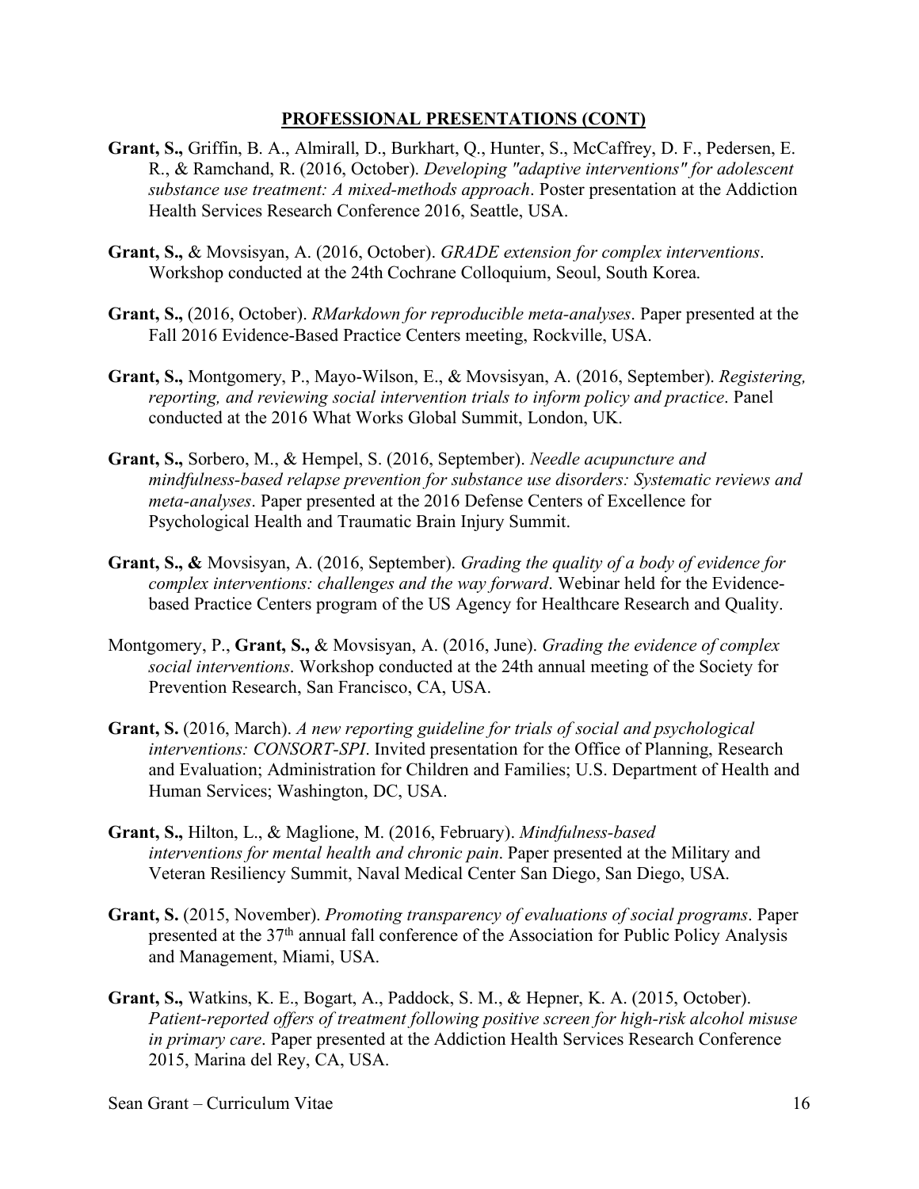**PROFESSIONAL PRESENTATIONS (CONT)**

**Grant, S.,** Griffin, B. A., Almirall, D., Burkhart, Q., Hunter, S., McCaffrey, D. F., Pedersen, E. R., & Ramchand, R. (2016, October). *Developing "adaptive interventions" for adolescent substance use treatment: A mixed-methods approach*. Poster presentation at the Addiction Health Services Research Conference 2016, Seattle, USA.

**Grant, S.,** & Movsisyan, A. (2016, October). *GRADE extension for complex interventions*. Workshop conducted at the 24th Cochrane Colloquium, Seoul, South Korea.

**Grant, S.,** (2016, October). *RMarkdown for reproducible meta-analyses*. Paper presented at the Fall 2016 Evidence-Based Practice Centers meeting, Rockville, USA.

**Grant, S.,** Montgomery, P., Mayo-Wilson, E., & Movsisyan, A. (2016, September). *Registering, reporting, and reviewing social intervention trials to inform policy and practice*. Panel conducted at the 2016 What Works Global Summit, London, UK.

**Grant, S.,** Sorbero, M., & Hempel, S. (2016, September). *Needle acupuncture and mindfulness-based relapse prevention for substance use disorders: Systematic reviews and meta-analyses*. Paper presented at the 2016 Defense Centers of Excellence for Psychological Health and Traumatic Brain Injury Summit.

**Grant, S., &** Movsisyan, A. (2016, September). *Grading the quality of a body of evidence for complex interventions: challenges and the way forward*. Webinar held for the Evidence-based Practice Centers program of the US Agency for Healthcare Research and Quality.

Montgomery, P., **Grant, S.,** & Movsisyan, A. (2016, June). *Grading the evidence of complex social interventions*. Workshop conducted at the 24th annual meeting of the Society for Prevention Research, San Francisco, CA, USA.

**Grant, S.** (2016, March). *A new reporting guideline for trials of social and psychological interventions: CONSORT-SPI*. Invited presentation for the Office of Planning, Research and Evaluation; Administration for Children and Families; U.S. Department of Health and Human Services; Washington, DC, USA.

**Grant, S.,** Hilton, L., & Maglione, M. (2016, February). *Mindfulness-based interventions for mental health and chronic pain*. Paper presented at the Military and Veteran Resiliency Summit, Naval Medical Center San Diego, San Diego, USA.

**Grant, S.** (2015, November). *Promoting transparency of evaluations of social programs*. Paper presented at the 37th annual fall conference of the Association for Public Policy Analysis and Management, Miami, USA.

**Grant, S.,** Watkins, K. E., Bogart, A., Paddock, S. M., & Hepner, K. A. (2015, October). *Patient-reported offers of treatment following positive screen for high-risk alcohol misuse in primary care*. Paper presented at the Addiction Health Services Research Conference 2015, Marina del Rey, CA, USA.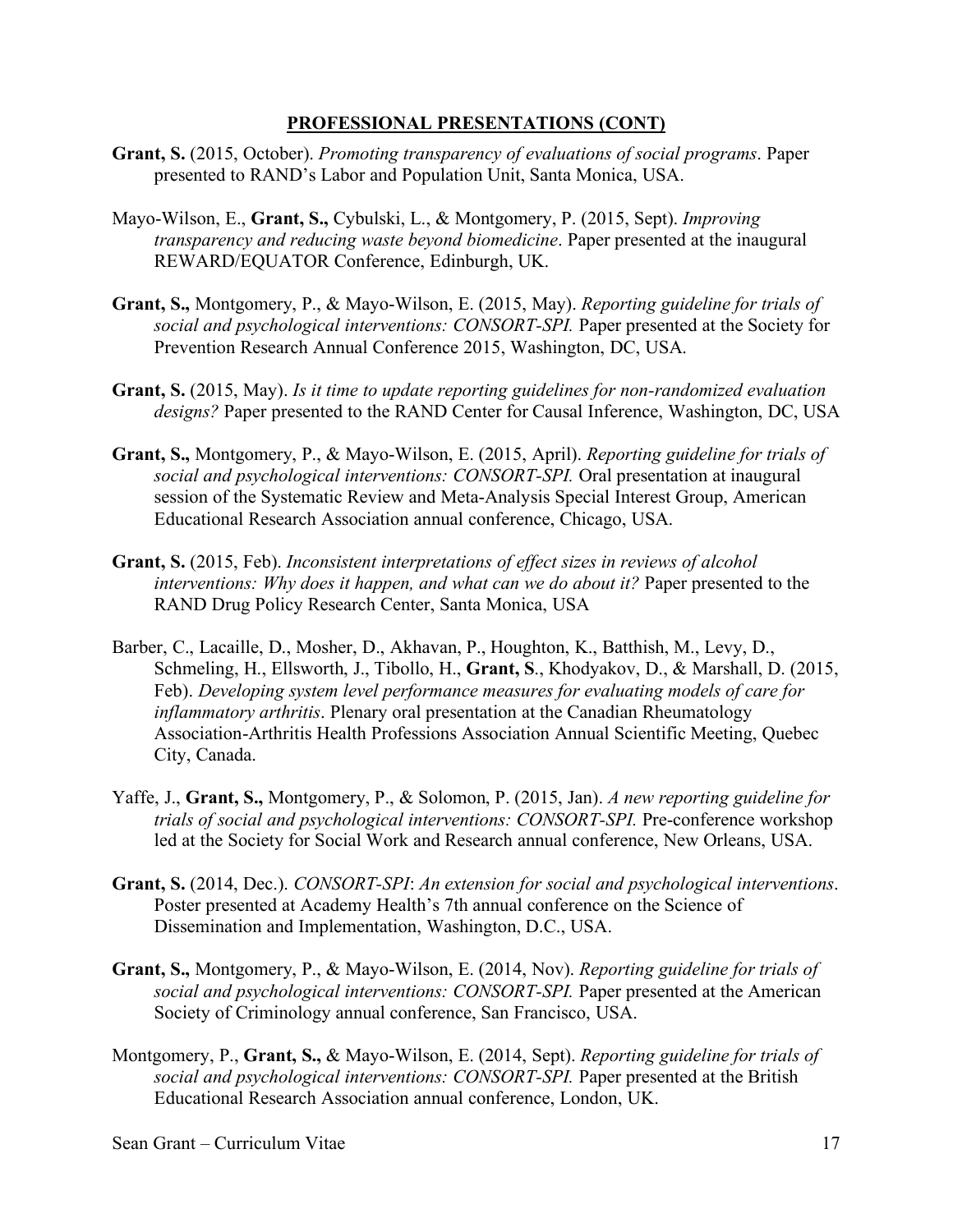## PROFESSIONAL PRESENTATIONS (CONT)

**Grant, S.** (2015, October). *Promoting transparency of evaluations of social programs*. Paper presented to RAND's Labor and Population Unit, Santa Monica, USA.

Mayo-Wilson, E., **Grant, S.,** Cybulski, L., & Montgomery, P. (2015, Sept). *Improving transparency and reducing waste beyond biomedicine*. Paper presented at the inaugural REWARD/EQUATOR Conference, Edinburgh, UK.

**Grant, S.,** Montgomery, P., & Mayo-Wilson, E. (2015, May). *Reporting guideline for trials of social and psychological interventions: CONSORT-SPI.* Paper presented at the Society for Prevention Research Annual Conference 2015, Washington, DC, USA.

**Grant, S.** (2015, May). *Is it time to update reporting guidelines for non-randomized evaluation designs?* Paper presented to the RAND Center for Causal Inference, Washington, DC, USA

**Grant, S.,** Montgomery, P., & Mayo-Wilson, E. (2015, April). *Reporting guideline for trials of social and psychological interventions: CONSORT-SPI.* Oral presentation at inaugural session of the Systematic Review and Meta-Analysis Special Interest Group, American Educational Research Association annual conference, Chicago, USA.

**Grant, S.** (2015, Feb). *Inconsistent interpretations of effect sizes in reviews of alcohol interventions: Why does it happen, and what can we do about it?* Paper presented to the RAND Drug Policy Research Center, Santa Monica, USA

Barber, C., Lacaille, D., Mosher, D., Akhavan, P., Houghton, K., Batthish, M., Levy, D., Schmeling, H., Ellsworth, J., Tibollo, H., **Grant, S**., Khodyakov, D., & Marshall, D. (2015, Feb). *Developing system level performance measures for evaluating models of care for inflammatory arthritis*. Plenary oral presentation at the Canadian Rheumatology Association-Arthritis Health Professions Association Annual Scientific Meeting, Quebec City, Canada.

Yaffe, J., **Grant, S.,** Montgomery, P., & Solomon, P. (2015, Jan). *A new reporting guideline for trials of social and psychological interventions: CONSORT-SPI.* Pre-conference workshop led at the Society for Social Work and Research annual conference, New Orleans, USA.

**Grant, S.** (2014, Dec.). *CONSORT-SPI*: *An extension for social and psychological interventions*. Poster presented at Academy Health's 7th annual conference on the Science of Dissemination and Implementation, Washington, D.C., USA.

**Grant, S.,** Montgomery, P., & Mayo-Wilson, E. (2014, Nov). *Reporting guideline for trials of social and psychological interventions: CONSORT-SPI.* Paper presented at the American Society of Criminology annual conference, San Francisco, USA.

Montgomery, P., **Grant, S.,** & Mayo-Wilson, E. (2014, Sept). *Reporting guideline for trials of social and psychological interventions: CONSORT-SPI.* Paper presented at the British Educational Research Association annual conference, London, UK.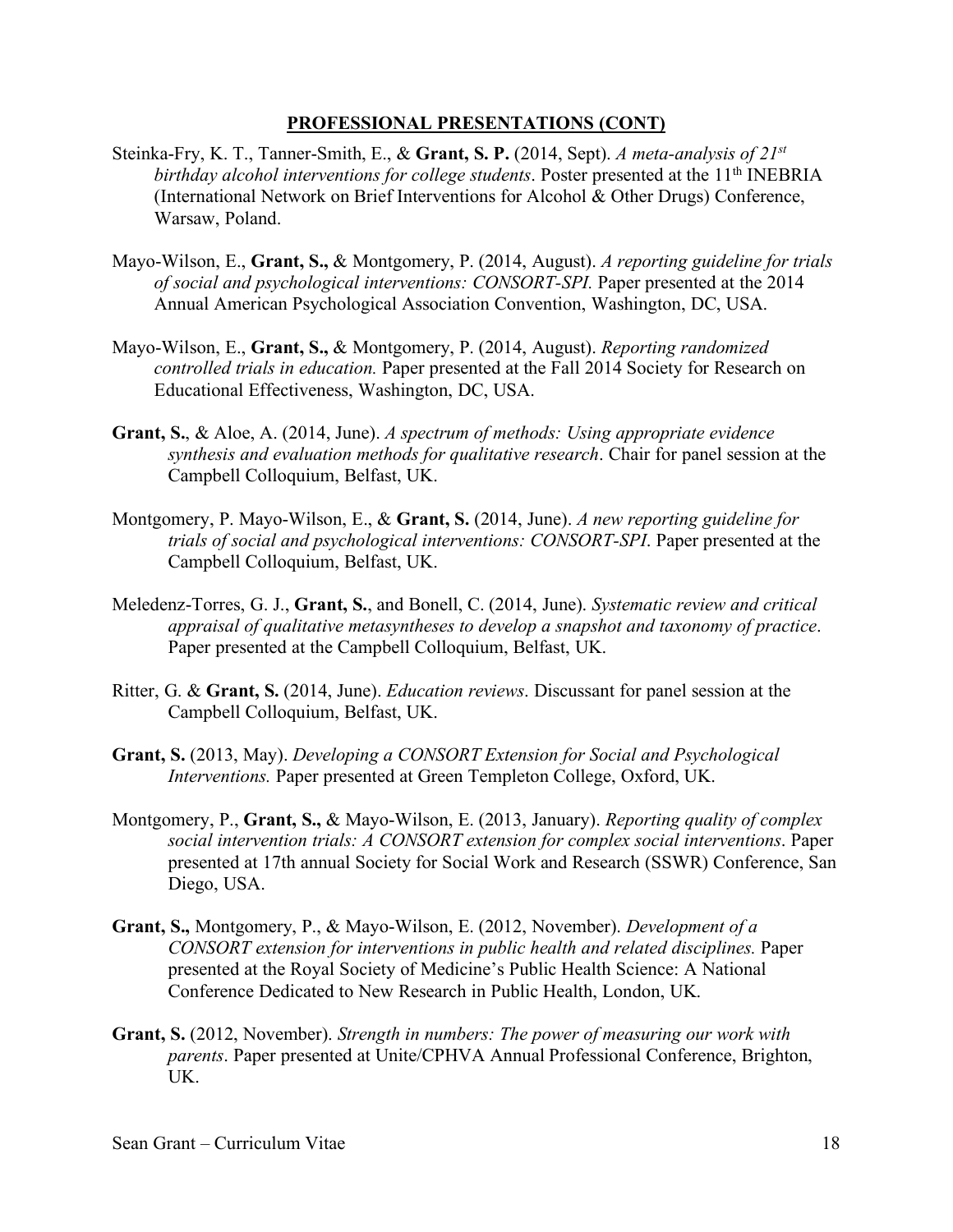## **PROFESSIONAL PRESENTATIONS (CONT)**

Steinka-Fry, K. T., Tanner-Smith, E., & **Grant, S. P.** (2014, Sept). *A meta-analysis of 21st birthday alcohol interventions for college students*. Poster presented at the 11th INEBRIA (International Network on Brief Interventions for Alcohol & Other Drugs) Conference, Warsaw, Poland.

Mayo-Wilson, E., **Grant, S.,** & Montgomery, P. (2014, August). *A reporting guideline for trials of social and psychological interventions: CONSORT-SPI.* Paper presented at the 2014 Annual American Psychological Association Convention, Washington, DC, USA.

Mayo-Wilson, E., **Grant, S.,** & Montgomery, P. (2014, August). *Reporting randomized controlled trials in education.* Paper presented at the Fall 2014 Society for Research on Educational Effectiveness, Washington, DC, USA.

**Grant, S.**, & Aloe, A. (2014, June). *A spectrum of methods: Using appropriate evidence synthesis and evaluation methods for qualitative research*. Chair for panel session at the Campbell Colloquium, Belfast, UK.

Montgomery, P. Mayo-Wilson, E., & **Grant, S.** (2014, June). *A new reporting guideline for trials of social and psychological interventions: CONSORT-SPI*. Paper presented at the Campbell Colloquium, Belfast, UK.

Meledenz-Torres, G. J., **Grant, S.**, and Bonell, C. (2014, June). *Systematic review and critical appraisal of qualitative metasyntheses to develop a snapshot and taxonomy of practice*. Paper presented at the Campbell Colloquium, Belfast, UK.

Ritter, G. & **Grant, S.** (2014, June). *Education reviews*. Discussant for panel session at the Campbell Colloquium, Belfast, UK.

**Grant, S.** (2013, May). *Developing a CONSORT Extension for Social and Psychological Interventions.* Paper presented at Green Templeton College, Oxford, UK.

Montgomery, P., **Grant, S.,** & Mayo-Wilson, E. (2013, January). *Reporting quality of complex social intervention trials: A CONSORT extension for complex social interventions*. Paper presented at 17th annual Society for Social Work and Research (SSWR) Conference, San Diego, USA.

**Grant, S.,** Montgomery, P., & Mayo-Wilson, E. (2012, November). *Development of a CONSORT extension for interventions in public health and related disciplines.* Paper presented at the Royal Society of Medicine's Public Health Science: A National Conference Dedicated to New Research in Public Health, London, UK.

**Grant, S.** (2012, November). *Strength in numbers: The power of measuring our work with parents*. Paper presented at Unite/CPHVA Annual Professional Conference, Brighton, UK.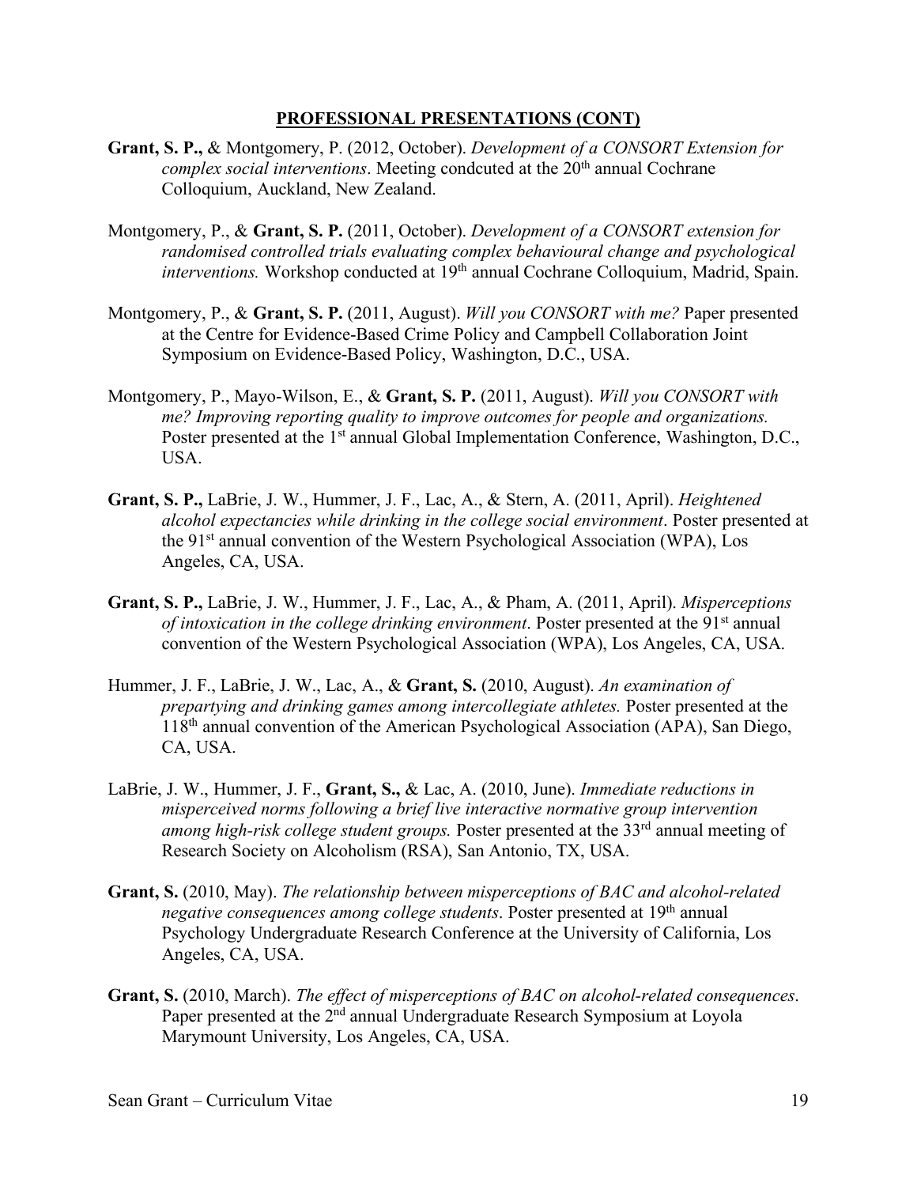## PROFESSIONAL PRESENTATIONS (CONT)

**Grant, S. P.,** & Montgomery, P. (2012, October). *Development of a CONSORT Extension for complex social interventions*. Meeting condcuted at the 20th annual Cochrane Colloquium, Auckland, New Zealand.

Montgomery, P., & **Grant, S. P.** (2011, October). *Development of a CONSORT extension for randomised controlled trials evaluating complex behavioural change and psychological interventions.* Workshop conducted at 19th annual Cochrane Colloquium, Madrid, Spain.

Montgomery, P., & **Grant, S. P.** (2011, August). *Will you CONSORT with me?* Paper presented at the Centre for Evidence-Based Crime Policy and Campbell Collaboration Joint Symposium on Evidence-Based Policy, Washington, D.C., USA.

Montgomery, P., Mayo-Wilson, E., & **Grant, S. P.** (2011, August). *Will you CONSORT with me? Improving reporting quality to improve outcomes for people and organizations.* Poster presented at the 1st annual Global Implementation Conference, Washington, D.C., USA.

**Grant, S. P.,** LaBrie, J. W., Hummer, J. F., Lac, A., & Stern, A. (2011, April). *Heightened alcohol expectancies while drinking in the college social environment*. Poster presented at the 91st annual convention of the Western Psychological Association (WPA), Los Angeles, CA, USA.

**Grant, S. P.,** LaBrie, J. W., Hummer, J. F., Lac, A., & Pham, A. (2011, April). *Misperceptions of intoxication in the college drinking environment*. Poster presented at the 91st annual convention of the Western Psychological Association (WPA), Los Angeles, CA, USA.

Hummer, J. F., LaBrie, J. W., Lac, A., & **Grant, S.** (2010, August). *An examination of prepartying and drinking games among intercollegiate athletes.* Poster presented at the 118th annual convention of the American Psychological Association (APA), San Diego, CA, USA.

LaBrie, J. W., Hummer, J. F., **Grant, S.,** & Lac, A. (2010, June). *Immediate reductions in misperceived norms following a brief live interactive normative group intervention among high-risk college student groups.* Poster presented at the 33rd annual meeting of Research Society on Alcoholism (RSA), San Antonio, TX, USA.

**Grant, S.** (2010, May). *The relationship between misperceptions of BAC and alcohol-related negative consequences among college students*. Poster presented at 19th annual Psychology Undergraduate Research Conference at the University of California, Los Angeles, CA, USA.

**Grant, S.** (2010, March). *The effect of misperceptions of BAC on alcohol-related consequences*. Paper presented at the 2nd annual Undergraduate Research Symposium at Loyola Marymount University, Los Angeles, CA, USA.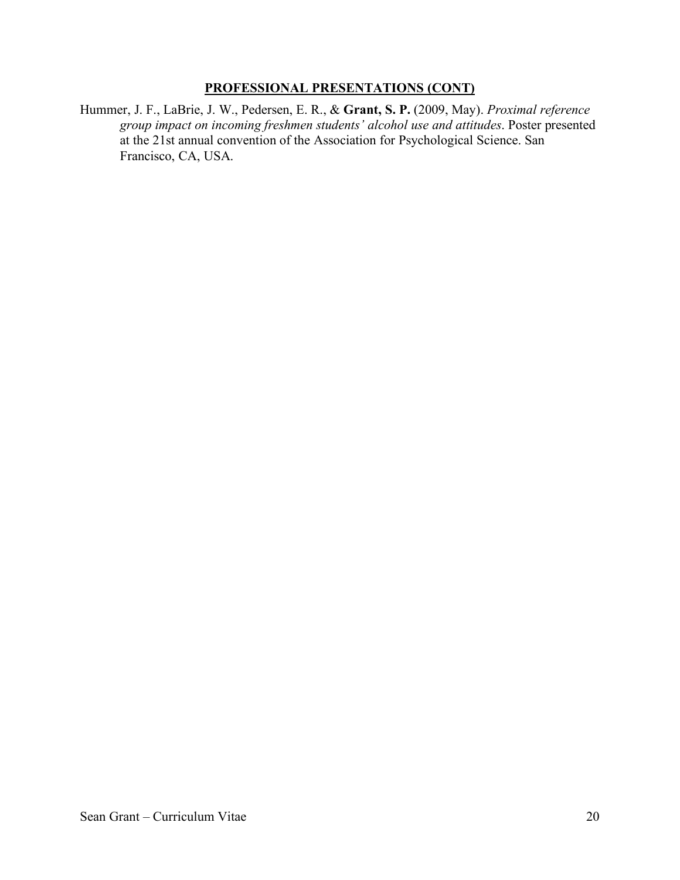## PROFESSIONAL PRESENTATIONS (CONT)

Hummer, J. F., LaBrie, J. W., Pedersen, E. R., & **Grant, S. P.** (2009, May). *Proximal reference group impact on incoming freshmen students' alcohol use and attitudes*. Poster presented at the 21st annual convention of the Association for Psychological Science. San Francisco, CA, USA.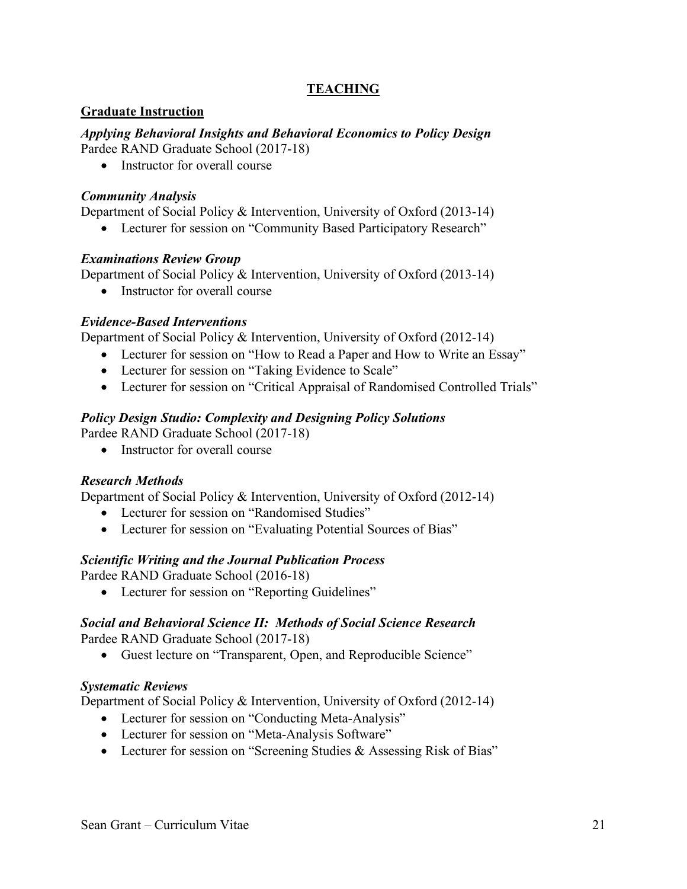## TEACHING

### Graduate Instruction

***Applying Behavioral Insights and Behavioral Economics to Policy Design***
Pardee RAND Graduate School (2017-18)

- Instructor for overall course

***Community Analysis***
Department of Social Policy & Intervention, University of Oxford (2013-14)

- Lecturer for session on "Community Based Participatory Research"

***Examinations Review Group***
Department of Social Policy & Intervention, University of Oxford (2013-14)

- Instructor for overall course

***Evidence-Based Interventions***
Department of Social Policy & Intervention, University of Oxford (2012-14)

- Lecturer for session on "How to Read a Paper and How to Write an Essay"
- Lecturer for session on "Taking Evidence to Scale"
- Lecturer for session on "Critical Appraisal of Randomised Controlled Trials"

***Policy Design Studio: Complexity and Designing Policy Solutions***
Pardee RAND Graduate School (2017-18)

- Instructor for overall course

***Research Methods***
Department of Social Policy & Intervention, University of Oxford (2012-14)

- Lecturer for session on "Randomised Studies"
- Lecturer for session on "Evaluating Potential Sources of Bias"

***Scientific Writing and the Journal Publication Process***
Pardee RAND Graduate School (2016-18)

- Lecturer for session on "Reporting Guidelines"

***Social and Behavioral Science II: Methods of Social Science Research***
Pardee RAND Graduate School (2017-18)

- Guest lecture on "Transparent, Open, and Reproducible Science"

***Systematic Reviews***
Department of Social Policy & Intervention, University of Oxford (2012-14)

- Lecturer for session on "Conducting Meta-Analysis"
- Lecturer for session on "Meta-Analysis Software"
- Lecturer for session on "Screening Studies & Assessing Risk of Bias"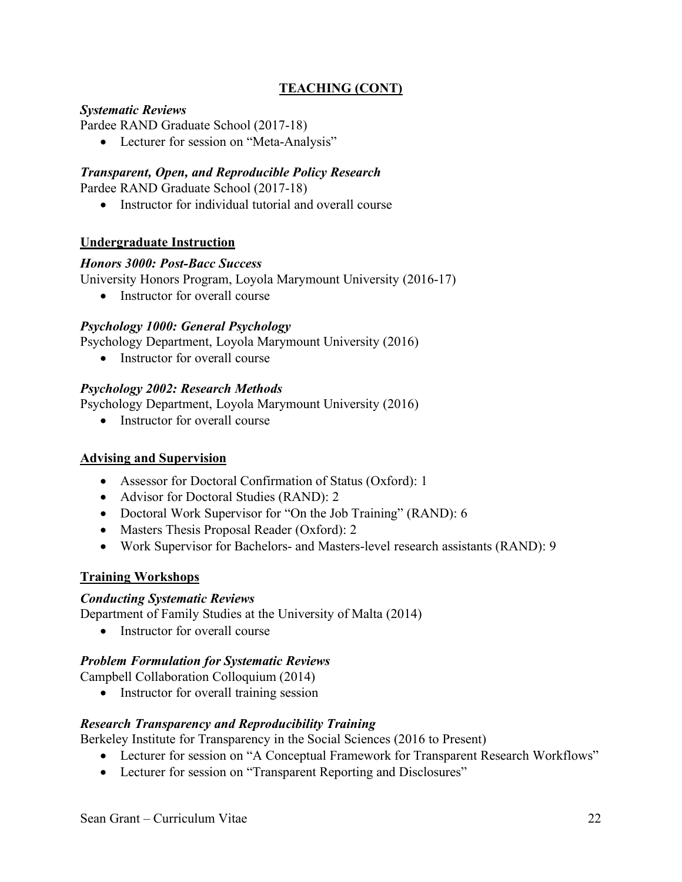## TEACHING (CONT)

***Systematic Reviews***

Pardee RAND Graduate School (2017-18)

- Lecturer for session on "Meta-Analysis"

***Transparent, Open, and Reproducible Policy Research***

Pardee RAND Graduate School (2017-18)

- Instructor for individual tutorial and overall course

### Undergraduate Instruction

***Honors 3000: Post-Bacc Success***

University Honors Program, Loyola Marymount University (2016-17)

- Instructor for overall course

***Psychology 1000: General Psychology***

Psychology Department, Loyola Marymount University (2016)

- Instructor for overall course

***Psychology 2002: Research Methods***

Psychology Department, Loyola Marymount University (2016)

- Instructor for overall course

### Advising and Supervision

- Assessor for Doctoral Confirmation of Status (Oxford): 1
- Advisor for Doctoral Studies (RAND): 2
- Doctoral Work Supervisor for "On the Job Training" (RAND): 6
- Masters Thesis Proposal Reader (Oxford): 2
- Work Supervisor for Bachelors- and Masters-level research assistants (RAND): 9

### Training Workshops

***Conducting Systematic Reviews***

Department of Family Studies at the University of Malta (2014)

- Instructor for overall course

***Problem Formulation for Systematic Reviews***

Campbell Collaboration Colloquium (2014)

- Instructor for overall training session

***Research Transparency and Reproducibility Training***

Berkeley Institute for Transparency in the Social Sciences (2016 to Present)

- Lecturer for session on "A Conceptual Framework for Transparent Research Workflows"
- Lecturer for session on "Transparent Reporting and Disclosures"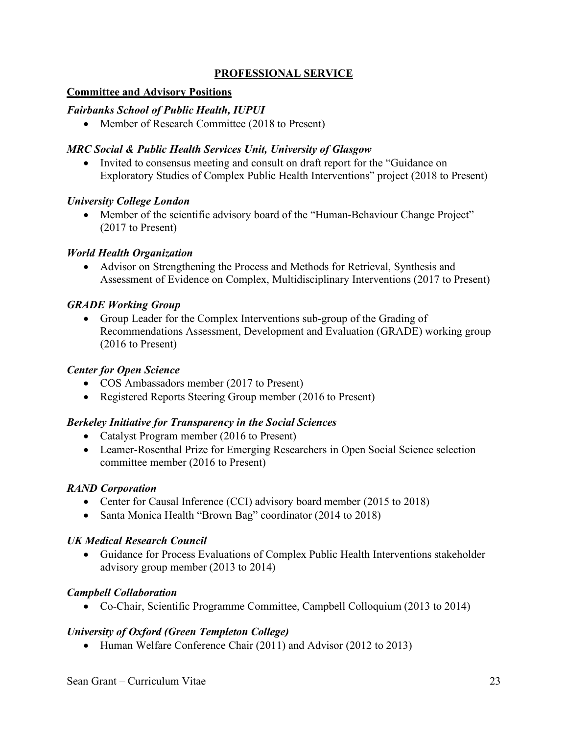## PROFESSIONAL SERVICE

### Committee and Advisory Positions

***Fairbanks School of Public Health, IUPUI***

- Member of Research Committee (2018 to Present)

***MRC Social & Public Health Services Unit, University of Glasgow***

- Invited to consensus meeting and consult on draft report for the "Guidance on Exploratory Studies of Complex Public Health Interventions" project (2018 to Present)

***University College London***

- Member of the scientific advisory board of the "Human-Behaviour Change Project" (2017 to Present)

***World Health Organization***

- Advisor on Strengthening the Process and Methods for Retrieval, Synthesis and Assessment of Evidence on Complex, Multidisciplinary Interventions (2017 to Present)

***GRADE Working Group***

- Group Leader for the Complex Interventions sub-group of the Grading of Recommendations Assessment, Development and Evaluation (GRADE) working group (2016 to Present)

***Center for Open Science***

- COS Ambassadors member (2017 to Present)
- Registered Reports Steering Group member (2016 to Present)

***Berkeley Initiative for Transparency in the Social Sciences***

- Catalyst Program member (2016 to Present)
- Leamer-Rosenthal Prize for Emerging Researchers in Open Social Science selection committee member (2016 to Present)

***RAND Corporation***

- Center for Causal Inference (CCI) advisory board member (2015 to 2018)
- Santa Monica Health "Brown Bag" coordinator (2014 to 2018)

***UK Medical Research Council***

- Guidance for Process Evaluations of Complex Public Health Interventions stakeholder advisory group member (2013 to 2014)

***Campbell Collaboration***

- Co-Chair, Scientific Programme Committee, Campbell Colloquium (2013 to 2014)

***University of Oxford (Green Templeton College)***

- Human Welfare Conference Chair (2011) and Advisor (2012 to 2013)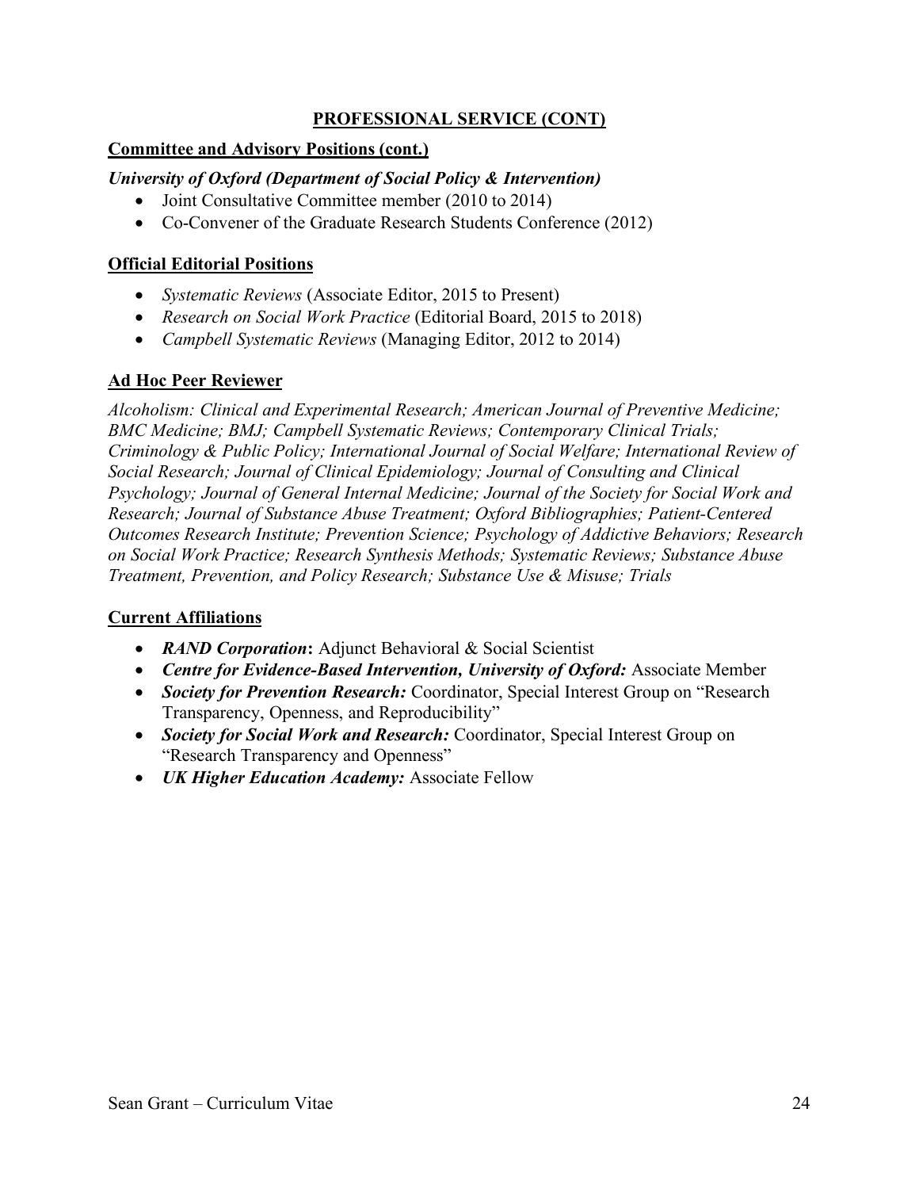## PROFESSIONAL SERVICE (CONT)

### Committee and Advisory Positions (cont.)

***University of Oxford (Department of Social Policy & Intervention)***

- Joint Consultative Committee member (2010 to 2014)
- Co-Convener of the Graduate Research Students Conference (2012)

### Official Editorial Positions

- *Systematic Reviews* (Associate Editor, 2015 to Present)
- *Research on Social Work Practice* (Editorial Board, 2015 to 2018)
- *Campbell Systematic Reviews* (Managing Editor, 2012 to 2014)

### Ad Hoc Peer Reviewer

*Alcoholism: Clinical and Experimental Research; American Journal of Preventive Medicine; BMC Medicine; BMJ; Campbell Systematic Reviews; Contemporary Clinical Trials; Criminology & Public Policy; International Journal of Social Welfare; International Review of Social Research; Journal of Clinical Epidemiology; Journal of Consulting and Clinical Psychology; Journal of General Internal Medicine; Journal of the Society for Social Work and Research; Journal of Substance Abuse Treatment; Oxford Bibliographies; Patient-Centered Outcomes Research Institute; Prevention Science; Psychology of Addictive Behaviors; Research on Social Work Practice; Research Synthesis Methods; Systematic Reviews; Substance Abuse Treatment, Prevention, and Policy Research; Substance Use & Misuse; Trials*

### Current Affiliations

- ***RAND Corporation*:** Adjunct Behavioral & Social Scientist
- ***Centre for Evidence-Based Intervention, University of Oxford:*** Associate Member
- ***Society for Prevention Research:*** Coordinator, Special Interest Group on "Research Transparency, Openness, and Reproducibility"
- ***Society for Social Work and Research:*** Coordinator, Special Interest Group on "Research Transparency and Openness"
- ***UK Higher Education Academy:*** Associate Fellow